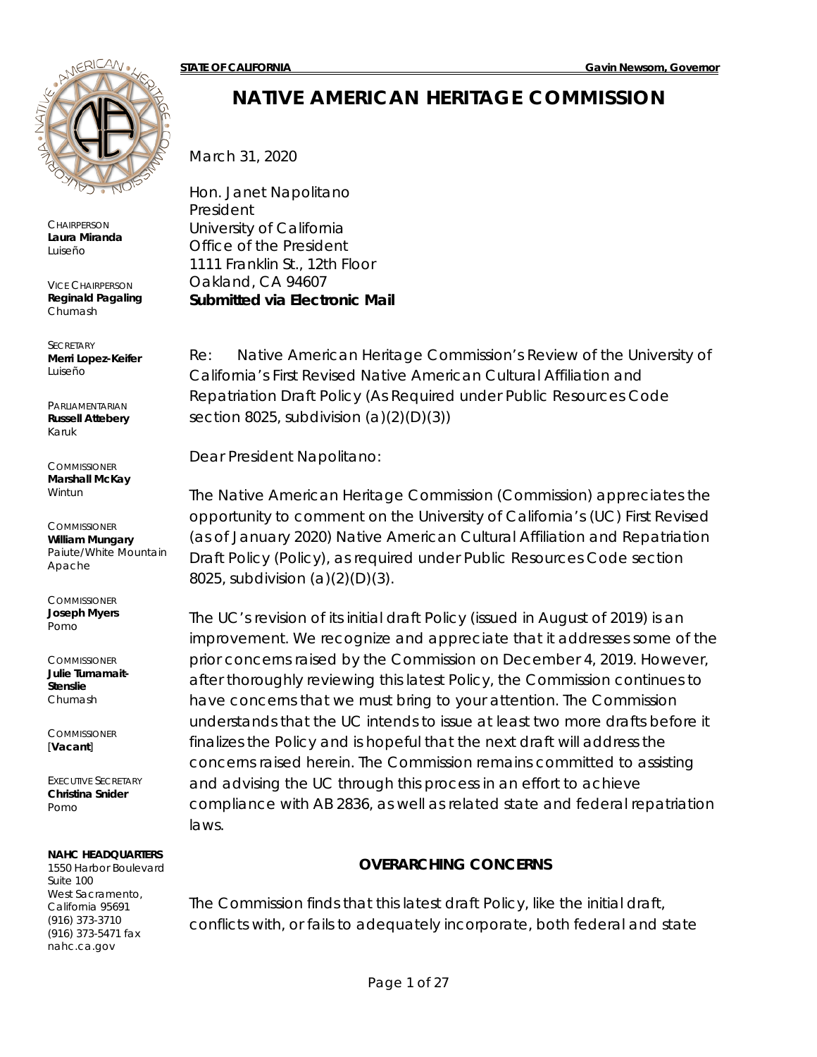**STATE OF CALIFORNIA** **Gavin Newsom, Governor**

# NATIVE AMERICAN HERITAGE COMMISSION

CHAIRPERSON
**Laura Miranda**
Luiseño

VICE CHAIRPERSON
**Reginald Pagaling**
Chumash

SECRETARY
**Merri Lopez-Keifer**
Luiseño

PARLIAMENTARIAN
**Russell Attebery**
Karuk

COMMISSIONER
**Marshall McKay**
Wintun

COMMISSIONER
**William Mungary**
Paiute/White Mountain Apache

COMMISSIONER
**Joseph Myers**
Pomo

COMMISSIONER
**Julie Tumamait-Stenslie**
Chumash

COMMISSIONER
[**Vacant**]

EXECUTIVE SECRETARY
**Christina Snider**
Pomo

**NAHC HEADQUARTERS**
1550 Harbor Boulevard
Suite 100
West Sacramento,
California 95691
(916) 373-3710
(916) 373-5471 fax
nahc.ca.gov

March 31, 2020

Hon. Janet Napolitano
President
University of California
Office of the President
1111 Franklin St., 12th Floor
Oakland, CA 94607
**Submitted via Electronic Mail**

Re: Native American Heritage Commission's Review of the University of California's First Revised Native American Cultural Affiliation and Repatriation Draft Policy (As Required under Public Resources Code section 8025, subdivision (a)(2)(D)(3))

Dear President Napolitano:

The Native American Heritage Commission (Commission) appreciates the opportunity to comment on the University of California's (UC) First Revised (as of January 2020) Native American Cultural Affiliation and Repatriation Draft Policy (Policy), as required under Public Resources Code section 8025, subdivision (a)(2)(D)(3).

The UC's revision of its initial draft Policy (issued in August of 2019) is an improvement. We recognize and appreciate that it addresses some of the prior concerns raised by the Commission on December 4, 2019. However, after thoroughly reviewing this latest Policy, the Commission continues to have concerns that we must bring to your attention. The Commission understands that the UC intends to issue at least two more drafts before it finalizes the Policy and is hopeful that the next draft will address the concerns raised herein. The Commission remains committed to assisting and advising the UC through this process in an effort to achieve compliance with AB 2836, as well as related state and federal repatriation laws.

## OVERARCHING CONCERNS

The Commission finds that this latest draft Policy, like the initial draft, conflicts with, or fails to adequately incorporate, both federal and state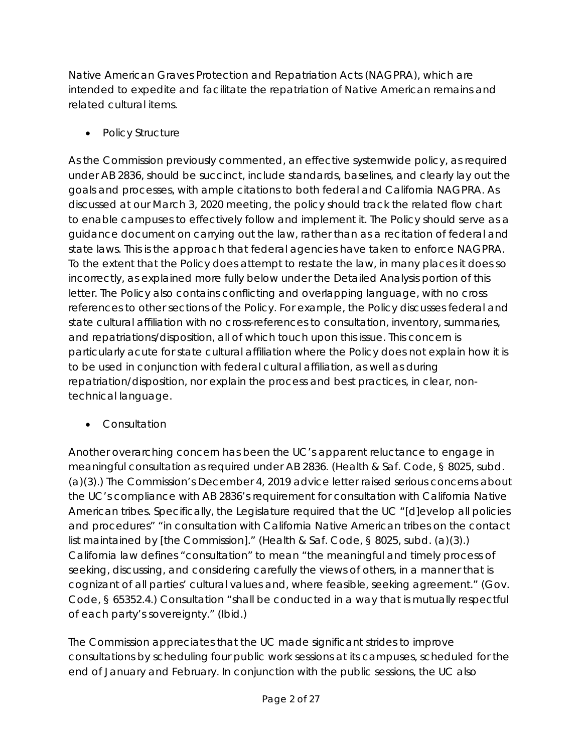Native American Graves Protection and Repatriation Acts (NAGPRA), which are intended to expedite and facilitate the repatriation of Native American remains and related cultural items.

- Policy Structure

As the Commission previously commented, an effective systemwide policy, as required under AB 2836, should be succinct, include standards, baselines, and clearly lay out the goals and processes, with ample citations to both federal and California NAGPRA. As discussed at our March 3, 2020 meeting, the policy should track the related flow chart to enable campuses to effectively follow and implement it. The Policy should serve as a guidance document on carrying out the law, rather than as a recitation of federal and state laws. This is the approach that federal agencies have taken to enforce NAGPRA. To the extent that the Policy does attempt to restate the law, in many places it does so incorrectly, as explained more fully below under the Detailed Analysis portion of this letter. The Policy also contains conflicting and overlapping language, with no cross references to other sections of the Policy. For example, the Policy discusses federal and state cultural affiliation with no cross-references to consultation, inventory, summaries, and repatriations/disposition, all of which touch upon this issue. This concern is particularly acute for state cultural affiliation where the Policy does not explain how it is to be used in conjunction with federal cultural affiliation, as well as during repatriation/disposition, nor explain the process and best practices, in clear, non-technical language.

- Consultation

Another overarching concern has been the UC's apparent reluctance to engage in meaningful consultation as required under AB 2836. (Health & Saf. Code, § 8025, subd. (a)(3).) The Commission's December 4, 2019 advice letter raised serious concerns about the UC's compliance with AB 2836's requirement for consultation with California Native American tribes. Specifically, the Legislature required that the UC "[d]evelop all policies and procedures" "in consultation with California Native American tribes on the contact list maintained by [the Commission]." (Health & Saf. Code, § 8025, subd. (a)(3).) California law defines "consultation" to mean "the meaningful and timely process of seeking, discussing, and considering carefully the views of others, in a manner that is cognizant of all parties' cultural values and, where feasible, seeking agreement." (Gov. Code, § 65352.4.) Consultation "shall be conducted in a way that is mutually respectful of each party's sovereignty." (Ibid.)

The Commission appreciates that the UC made significant strides to improve consultations by scheduling four public work sessions at its campuses, scheduled for the end of January and February. In conjunction with the public sessions, the UC also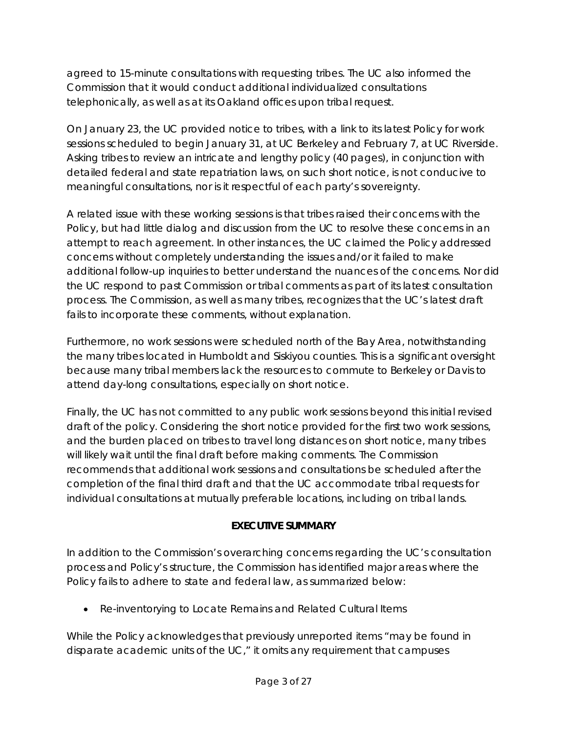agreed to 15-minute consultations with requesting tribes. The UC also informed the Commission that it would conduct additional individualized consultations telephonically, as well as at its Oakland offices upon tribal request.

On January 23, the UC provided notice to tribes, with a link to its latest Policy for work sessions scheduled to begin January 31, at UC Berkeley and February 7, at UC Riverside. Asking tribes to review an intricate and lengthy policy (40 pages), in conjunction with detailed federal and state repatriation laws, on such short notice, is not conducive to meaningful consultations, nor is it respectful of each party's sovereignty.

A related issue with these working sessions is that tribes raised their concerns with the Policy, but had little dialog and discussion from the UC to resolve these concerns in an attempt to reach agreement. In other instances, the UC claimed the Policy addressed concerns without completely understanding the issues and/or it failed to make additional follow-up inquiries to better understand the nuances of the concerns. Nor did the UC respond to past Commission or tribal comments as part of its latest consultation process. The Commission, as well as many tribes, recognizes that the UC's latest draft fails to incorporate these comments, without explanation.

Furthermore, no work sessions were scheduled north of the Bay Area, notwithstanding the many tribes located in Humboldt and Siskiyou counties. This is a significant oversight because many tribal members lack the resources to commute to Berkeley or Davis to attend day-long consultations, especially on short notice.

Finally, the UC has not committed to any public work sessions beyond this initial revised draft of the policy. Considering the short notice provided for the first two work sessions, and the burden placed on tribes to travel long distances on short notice, many tribes will likely wait until the final draft before making comments. The Commission recommends that additional work sessions and consultations be scheduled after the completion of the final third draft and that the UC accommodate tribal requests for individual consultations at mutually preferable locations, including on tribal lands.

## EXECUTIVE SUMMARY

In addition to the Commission's overarching concerns regarding the UC's consultation process and Policy's structure, the Commission has identified major areas where the Policy fails to adhere to state and federal law, as summarized below:

- Re-inventorying to Locate Remains and Related Cultural Items

While the Policy acknowledges that previously unreported items "may be found in disparate academic units of the UC," it omits any requirement that campuses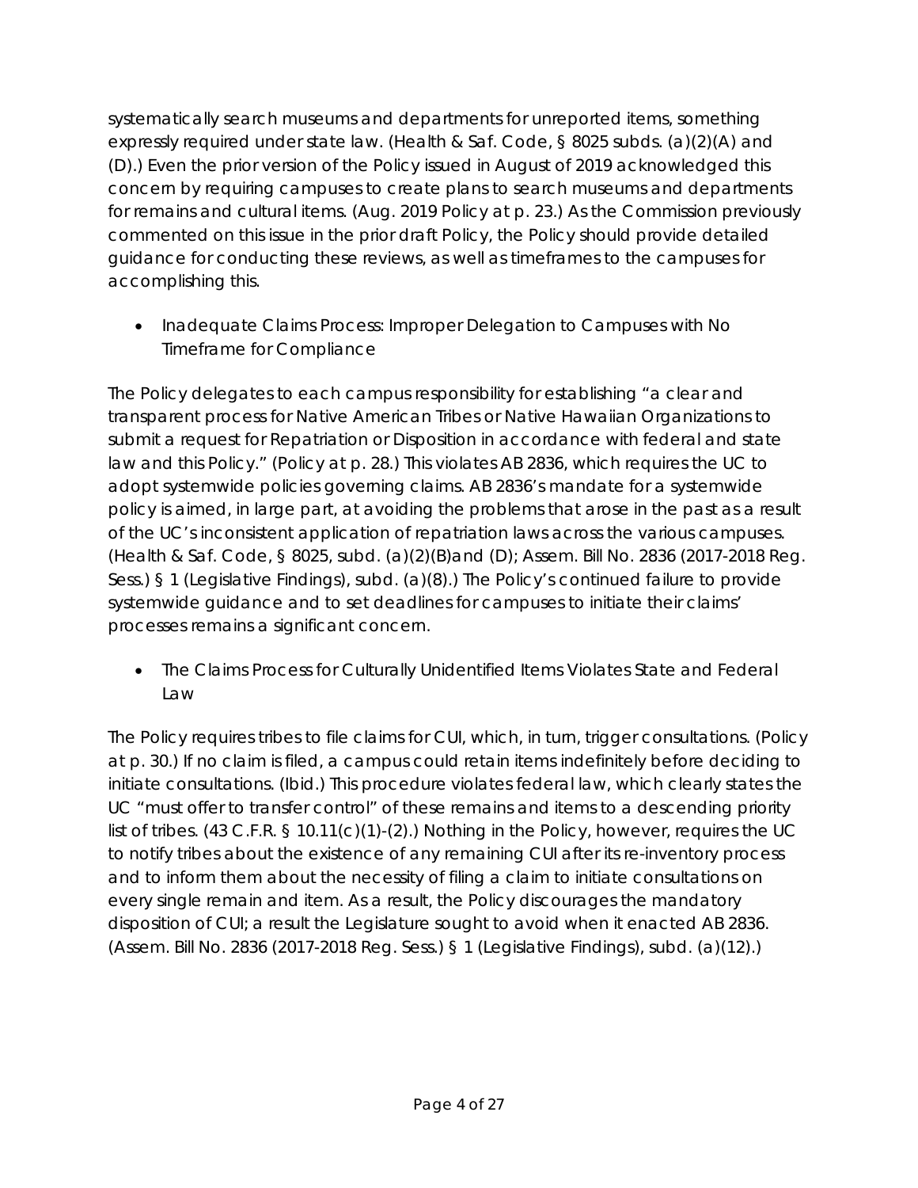systematically search museums and departments for unreported items, something expressly required under state law. (Health & Saf. Code, § 8025 subds. (a)(2)(A) and (D).) Even the prior version of the Policy issued in August of 2019 acknowledged this concern by requiring campuses to create plans to search museums and departments for remains and cultural items. (Aug. 2019 Policy at p. 23.) As the Commission previously commented on this issue in the prior draft Policy, the Policy should provide detailed guidance for conducting these reviews, as well as timeframes to the campuses for accomplishing this.

- Inadequate Claims Process: Improper Delegation to Campuses with No Timeframe for Compliance

The Policy delegates to each campus responsibility for establishing "a clear and transparent process for Native American Tribes or Native Hawaiian Organizations to submit a request for Repatriation or Disposition in accordance with federal and state law and this Policy." (Policy at p. 28.) This violates AB 2836, which requires the UC to adopt systemwide policies governing claims. AB 2836's mandate for a systemwide policy is aimed, in large part, at avoiding the problems that arose in the past as a result of the UC's inconsistent application of repatriation laws across the various campuses. (Health & Saf. Code, § 8025, subd. (a)(2)(B)and (D); Assem. Bill No. 2836 (2017-2018 Reg. Sess.) § 1 (Legislative Findings), subd. (a)(8).) The Policy's continued failure to provide systemwide guidance and to set deadlines for campuses to initiate their claims' processes remains a significant concern.

- The Claims Process for Culturally Unidentified Items Violates State and Federal Law

The Policy requires tribes to file claims for CUI, which, in turn, trigger consultations. (Policy at p. 30.) If no claim is filed, a campus could retain items indefinitely before deciding to initiate consultations. (Ibid.) This procedure violates federal law, which clearly states the UC "must offer to transfer control" of these remains and items to a descending priority list of tribes. (43 C.F.R. § 10.11(c)(1)-(2).) Nothing in the Policy, however, requires the UC to notify tribes about the existence of any remaining CUI after its re-inventory process and to inform them about the necessity of filing a claim to initiate consultations on every single remain and item. As a result, the Policy discourages the mandatory disposition of CUI; a result the Legislature sought to avoid when it enacted AB 2836. (Assem. Bill No. 2836 (2017-2018 Reg. Sess.) § 1 (Legislative Findings), subd. (a)(12).)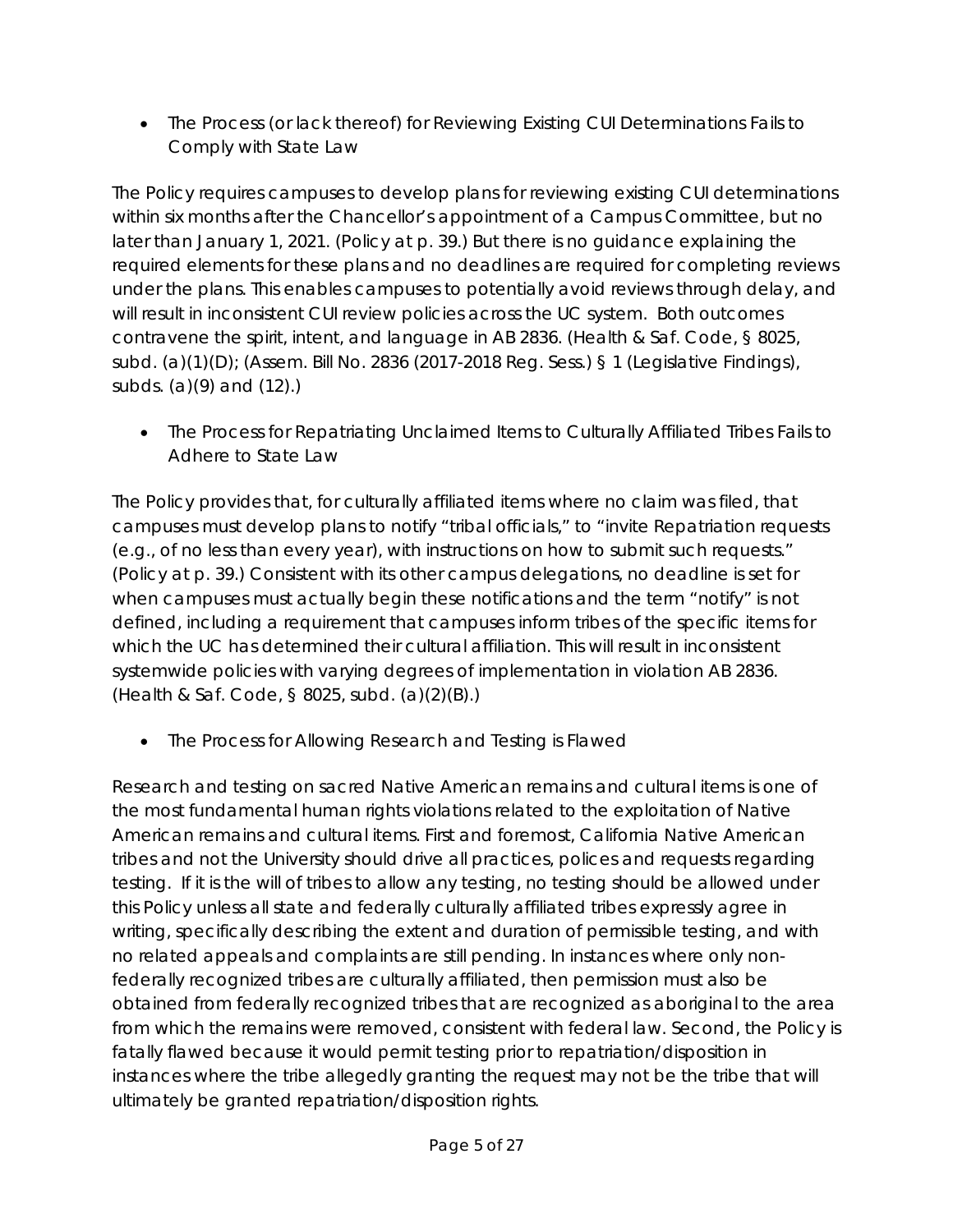- The Process (or lack thereof) for Reviewing Existing CUI Determinations Fails to Comply with State Law

The Policy requires campuses to develop plans for reviewing existing CUI determinations within six months after the Chancellor's appointment of a Campus Committee, but no later than January 1, 2021. (Policy at p. 39.) But there is no guidance explaining the required elements for these plans and no deadlines are required for completing reviews under the plans. This enables campuses to potentially avoid reviews through delay, and will result in inconsistent CUI review policies across the UC system. Both outcomes contravene the spirit, intent, and language in AB 2836. (Health & Saf. Code, § 8025, subd. (a)(1)(D); (Assem. Bill No. 2836 (2017-2018 Reg. Sess.) § 1 (Legislative Findings), subds. (a)(9) and (12).)

- The Process for Repatriating Unclaimed Items to Culturally Affiliated Tribes Fails to Adhere to State Law

The Policy provides that, for culturally affiliated items where no claim was filed, that campuses must develop plans to notify "tribal officials," to "invite Repatriation requests (e.g., of no less than every year), with instructions on how to submit such requests." (Policy at p. 39.) Consistent with its other campus delegations, no deadline is set for when campuses must actually begin these notifications and the term "notify" is not defined, including a requirement that campuses inform tribes of the specific items for which the UC has determined their cultural affiliation. This will result in inconsistent systemwide policies with varying degrees of implementation in violation AB 2836. (Health & Saf. Code, § 8025, subd. (a)(2)(B).)

- The Process for Allowing Research and Testing is Flawed

Research and testing on sacred Native American remains and cultural items is one of the most fundamental human rights violations related to the exploitation of Native American remains and cultural items. First and foremost, California Native American tribes and not the University should drive all practices, polices and requests regarding testing. If it is the will of tribes to allow any testing, no testing should be allowed under this Policy unless all state and federally culturally affiliated tribes expressly agree in writing, specifically describing the extent and duration of permissible testing, and with no related appeals and complaints are still pending. In instances where only non-federally recognized tribes are culturally affiliated, then permission must also be obtained from federally recognized tribes that are recognized as aboriginal to the area from which the remains were removed, consistent with federal law. Second, the Policy is fatally flawed because it would permit testing prior to repatriation/disposition in instances where the tribe allegedly granting the request may not be the tribe that will ultimately be granted repatriation/disposition rights.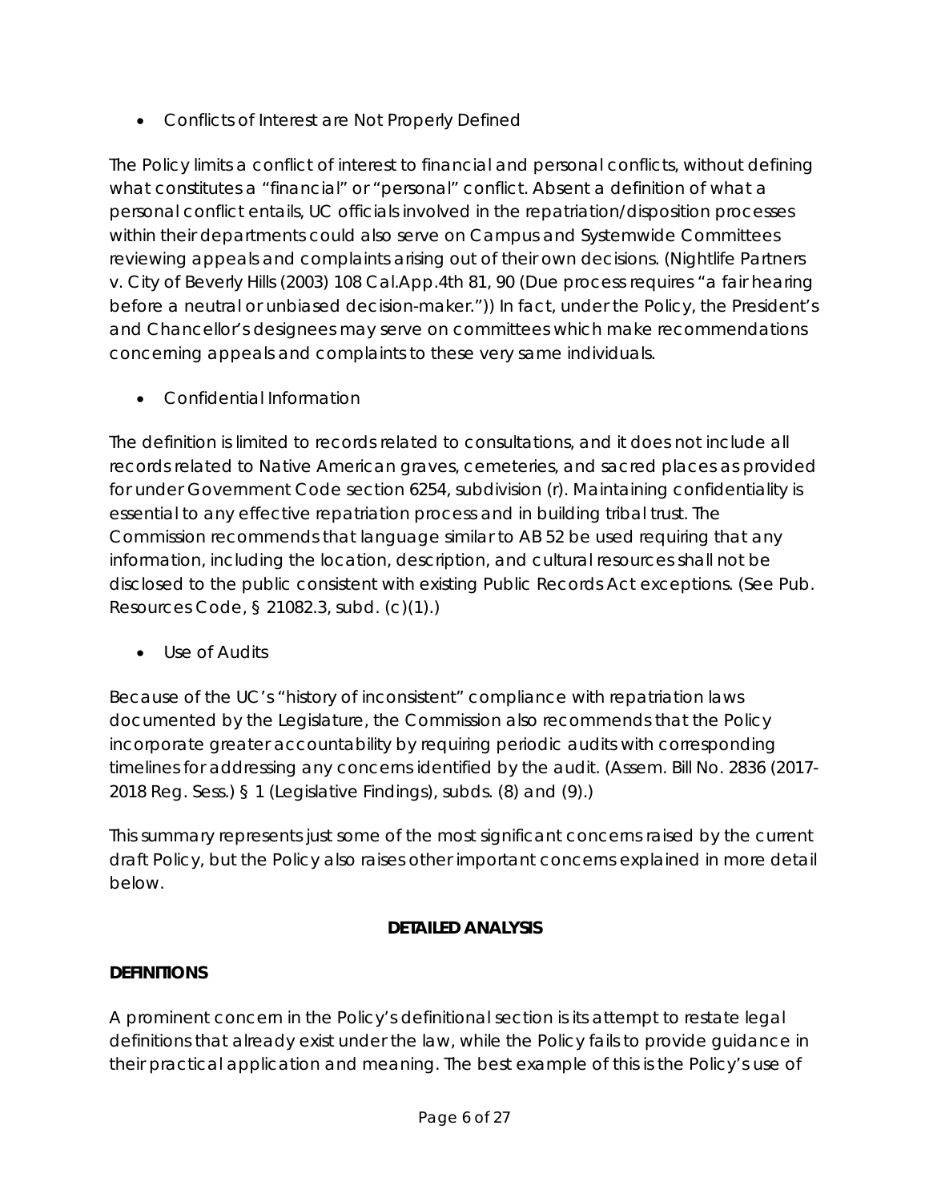- Conflicts of Interest are Not Properly Defined

The Policy limits a conflict of interest to financial and personal conflicts, without defining what constitutes a "financial" or "personal" conflict. Absent a definition of what a personal conflict entails, UC officials involved in the repatriation/disposition processes within their departments could also serve on Campus and Systemwide Committees reviewing appeals and complaints arising out of their own decisions. (Nightlife Partners v. City of Beverly Hills (2003) 108 Cal.App.4th 81, 90 (Due process requires "a fair hearing before a neutral or unbiased decision-maker.")) In fact, under the Policy, the President's and Chancellor's designees may serve on committees which make recommendations concerning appeals and complaints to these very same individuals.

- Confidential Information

The definition is limited to records related to consultations, and it does not include all records related to Native American graves, cemeteries, and sacred places as provided for under Government Code section 6254, subdivision (r). Maintaining confidentiality is essential to any effective repatriation process and in building tribal trust. The Commission recommends that language similar to AB 52 be used requiring that any information, including the location, description, and cultural resources shall not be disclosed to the public consistent with existing Public Records Act exceptions. (See Pub. Resources Code, § 21082.3, subd. (c)(1).)

- Use of Audits

Because of the UC's "history of inconsistent" compliance with repatriation laws documented by the Legislature, the Commission also recommends that the Policy incorporate greater accountability by requiring periodic audits with corresponding timelines for addressing any concerns identified by the audit. (Assem. Bill No. 2836 (2017-2018 Reg. Sess.) § 1 (Legislative Findings), subds. (8) and (9).)

This summary represents just some of the most significant concerns raised by the current draft Policy, but the Policy also raises other important concerns explained in more detail below.

## DETAILED ANALYSIS

### DEFINITIONS

A prominent concern in the Policy's definitional section is its attempt to restate legal definitions that already exist under the law, while the Policy fails to provide guidance in their practical application and meaning. The best example of this is the Policy's use of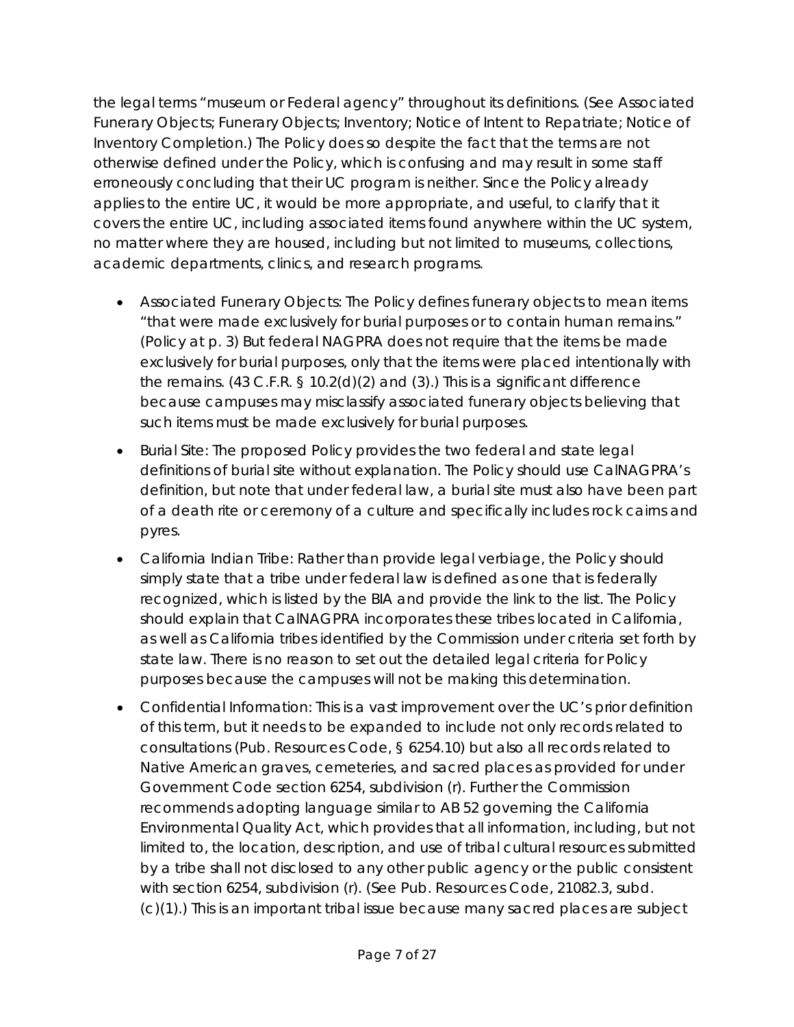the legal terms "museum or Federal agency" throughout its definitions. (See Associated Funerary Objects; Funerary Objects; Inventory; Notice of Intent to Repatriate; Notice of Inventory Completion.) The Policy does so despite the fact that the terms are not otherwise defined under the Policy, which is confusing and may result in some staff erroneously concluding that their UC program is neither. Since the Policy already applies to the entire UC, it would be more appropriate, and useful, to clarify that it covers the entire UC, including associated items found anywhere within the UC system, no matter where they are housed, including but not limited to museums, collections, academic departments, clinics, and research programs.

- Associated Funerary Objects: The Policy defines funerary objects to mean items "that were made exclusively for burial purposes or to contain human remains." (Policy at p. 3) But federal NAGPRA does not require that the items be made exclusively for burial purposes, only that the items were placed intentionally with the remains. (43 C.F.R. § 10.2(d)(2) and (3).) This is a significant difference because campuses may misclassify associated funerary objects believing that such items must be made exclusively for burial purposes.
- Burial Site: The proposed Policy provides the two federal and state legal definitions of burial site without explanation. The Policy should use CalNAGPRA's definition, but note that under federal law, a burial site must also have been part of a death rite or ceremony of a culture and specifically includes rock cairns and pyres.
- California Indian Tribe: Rather than provide legal verbiage, the Policy should simply state that a tribe under federal law is defined as one that is federally recognized, which is listed by the BIA and provide the link to the list. The Policy should explain that CalNAGPRA incorporates these tribes located in California, as well as California tribes identified by the Commission under criteria set forth by state law. There is no reason to set out the detailed legal criteria for Policy purposes because the campuses will not be making this determination.
- Confidential Information: This is a vast improvement over the UC's prior definition of this term, but it needs to be expanded to include not only records related to consultations (Pub. Resources Code, § 6254.10) but also all records related to Native American graves, cemeteries, and sacred places as provided for under Government Code section 6254, subdivision (r). Further the Commission recommends adopting language similar to AB 52 governing the California Environmental Quality Act, which provides that all information, including, but not limited to, the location, description, and use of tribal cultural resources submitted by a tribe shall not disclosed to any other public agency or the public consistent with section 6254, subdivision (r). (See Pub. Resources Code, 21082.3, subd. (c)(1).) This is an important tribal issue because many sacred places are subject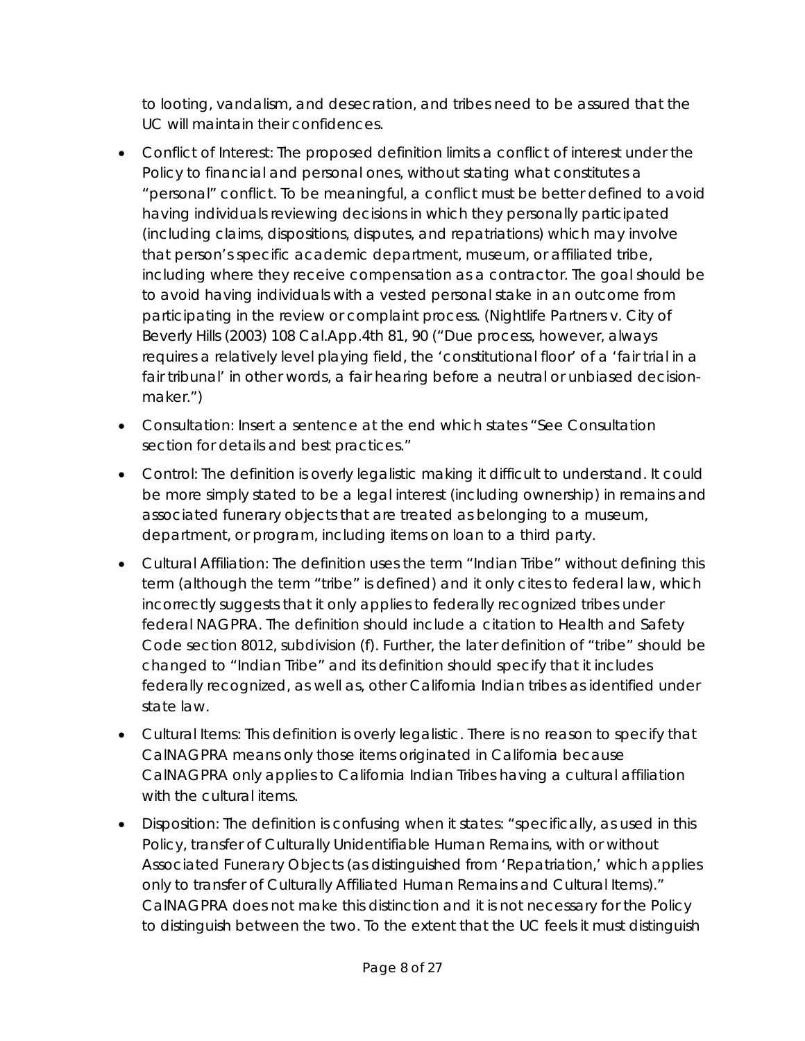to looting, vandalism, and desecration, and tribes need to be assured that the UC will maintain their confidences.

- Conflict of Interest: The proposed definition limits a conflict of interest under the Policy to financial and personal ones, without stating what constitutes a "personal" conflict. To be meaningful, a conflict must be better defined to avoid having individuals reviewing decisions in which they personally participated (including claims, dispositions, disputes, and repatriations) which may involve that person's specific academic department, museum, or affiliated tribe, including where they receive compensation as a contractor. The goal should be to avoid having individuals with a vested personal stake in an outcome from participating in the review or complaint process. (Nightlife Partners v. City of Beverly Hills (2003) 108 Cal.App.4th 81, 90 ("Due process, however, always requires a relatively level playing field, the 'constitutional floor' of a 'fair trial in a fair tribunal' in other words, a fair hearing before a neutral or unbiased decision-maker.")
- Consultation: Insert a sentence at the end which states "See Consultation section for details and best practices."
- Control: The definition is overly legalistic making it difficult to understand. It could be more simply stated to be a legal interest (including ownership) in remains and associated funerary objects that are treated as belonging to a museum, department, or program, including items on loan to a third party.
- Cultural Affiliation: The definition uses the term "Indian Tribe" without defining this term (although the term "tribe" is defined) and it only cites to federal law, which incorrectly suggests that it only applies to federally recognized tribes under federal NAGPRA. The definition should include a citation to Health and Safety Code section 8012, subdivision (f). Further, the later definition of "tribe" should be changed to "Indian Tribe" and its definition should specify that it includes federally recognized, as well as, other California Indian tribes as identified under state law.
- Cultural Items: This definition is overly legalistic. There is no reason to specify that CalNAGPRA means only those items originated in California because CalNAGPRA only applies to California Indian Tribes having a cultural affiliation with the cultural items.
- Disposition: The definition is confusing when it states: "specifically, as used in this Policy, transfer of Culturally Unidentifiable Human Remains, with or without Associated Funerary Objects (as distinguished from 'Repatriation,' which applies only to transfer of Culturally Affiliated Human Remains and Cultural Items)." CalNAGPRA does not make this distinction and it is not necessary for the Policy to distinguish between the two. To the extent that the UC feels it must distinguish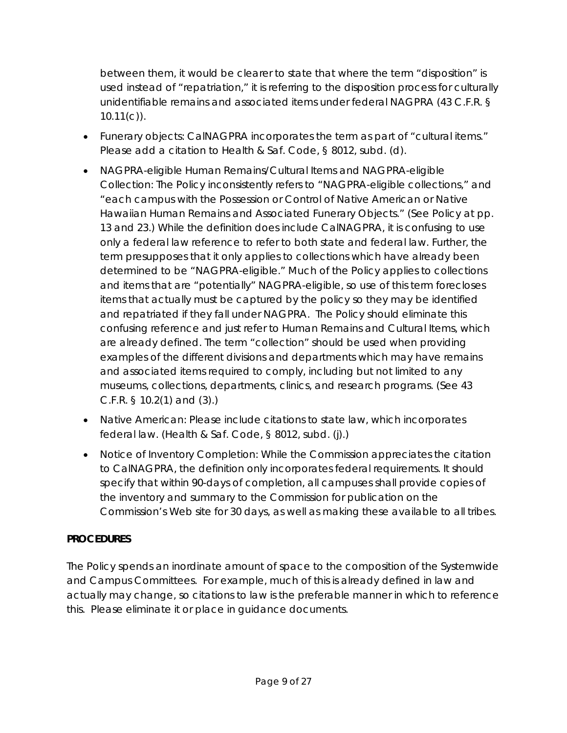between them, it would be clearer to state that where the term "disposition" is used instead of "repatriation," it is referring to the disposition process for culturally unidentifiable remains and associated items under federal NAGPRA (43 C.F.R. § 10.11(c)).

- Funerary objects: CalNAGPRA incorporates the term as part of "cultural items." Please add a citation to Health & Saf. Code, § 8012, subd. (d).
- NAGPRA-eligible Human Remains/Cultural Items and NAGPRA-eligible Collection: The Policy inconsistently refers to "NAGPRA-eligible collections," and "each campus with the Possession or Control of Native American or Native Hawaiian Human Remains and Associated Funerary Objects." (See Policy at pp. 13 and 23.) While the definition does include CalNAGPRA, it is confusing to use only a federal law reference to refer to both state and federal law. Further, the term presupposes that it only applies to collections which have already been determined to be "NAGPRA-eligible." Much of the Policy applies to collections and items that are "potentially" NAGPRA-eligible, so use of this term forecloses items that actually must be captured by the policy so they may be identified and repatriated if they fall under NAGPRA. The Policy should eliminate this confusing reference and just refer to Human Remains and Cultural Items, which are already defined. The term "collection" should be used when providing examples of the different divisions and departments which may have remains and associated items required to comply, including but not limited to any museums, collections, departments, clinics, and research programs. (See 43 C.F.R. § 10.2(1) and (3).)
- Native American: Please include citations to state law, which incorporates federal law. (Health & Saf. Code, § 8012, subd. (j).)
- Notice of Inventory Completion: While the Commission appreciates the citation to CalNAGPRA, the definition only incorporates federal requirements. It should specify that within 90-days of completion, all campuses shall provide copies of the inventory and summary to the Commission for publication on the Commission's Web site for 30 days, as well as making these available to all tribes.

**PROCEDURES**

The Policy spends an inordinate amount of space to the composition of the Systemwide and Campus Committees. For example, much of this is already defined in law and actually may change, so citations to law is the preferable manner in which to reference this. Please eliminate it or place in guidance documents.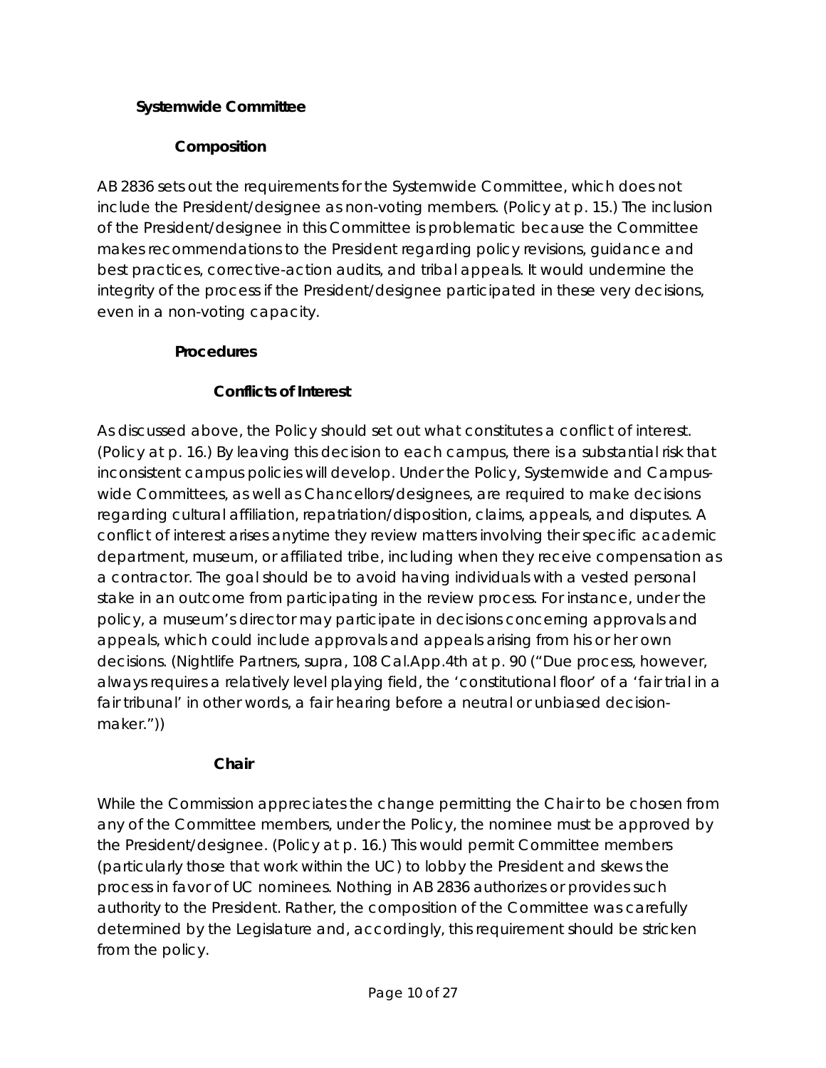### Systemwide Committee

#### Composition

AB 2836 sets out the requirements for the Systemwide Committee, which does not include the President/designee as non-voting members. (Policy at p. 15.) The inclusion of the President/designee in this Committee is problematic because the Committee makes recommendations to the President regarding policy revisions, guidance and best practices, corrective-action audits, and tribal appeals. It would undermine the integrity of the process if the President/designee participated in these very decisions, even in a non-voting capacity.

#### Procedures

##### Conflicts of Interest

As discussed above, the Policy should set out what constitutes a conflict of interest. (Policy at p. 16.) By leaving this decision to each campus, there is a substantial risk that inconsistent campus policies will develop. Under the Policy, Systemwide and Campus-wide Committees, as well as Chancellors/designees, are required to make decisions regarding cultural affiliation, repatriation/disposition, claims, appeals, and disputes. A conflict of interest arises anytime they review matters involving their specific academic department, museum, or affiliated tribe, including when they receive compensation as a contractor. The goal should be to avoid having individuals with a vested personal stake in an outcome from participating in the review process. For instance, under the policy, a museum's director may participate in decisions concerning approvals and appeals, which could include approvals and appeals arising from his or her own decisions. (*Nightlife Partners*, *supra*, 108 Cal.App.4th at p. 90 ("Due process, however, always requires a relatively level playing field, the 'constitutional floor' of a 'fair trial in a fair tribunal' in other words, a fair hearing before a neutral or unbiased decision-maker."))

##### Chair

While the Commission appreciates the change permitting the Chair to be chosen from any of the Committee members, under the Policy, the nominee must be approved by the President/designee. (Policy at p. 16.) This would permit Committee members (particularly those that work within the UC) to lobby the President and skews the process in favor of UC nominees. Nothing in AB 2836 authorizes or provides such authority to the President. Rather, the composition of the Committee was carefully determined by the Legislature and, accordingly, this requirement should be stricken from the policy.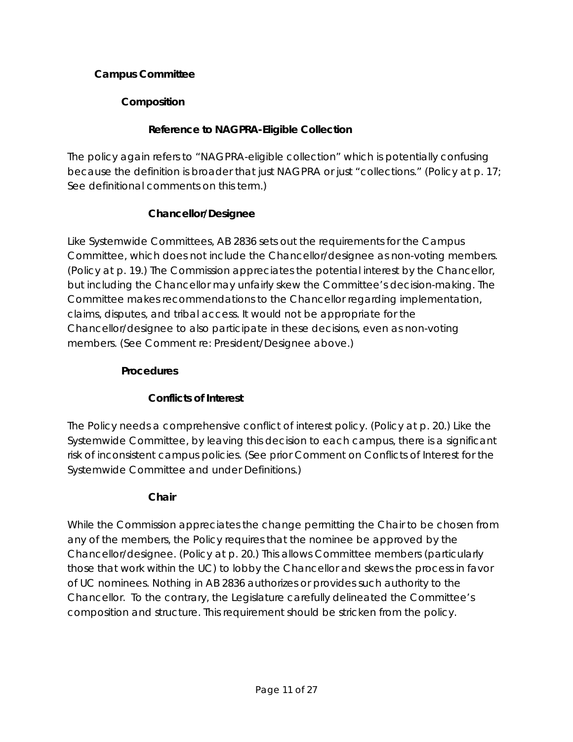## Campus Committee

### Composition

#### Reference to NAGPRA-Eligible Collection

The policy again refers to "NAGPRA-eligible collection" which is potentially confusing because the definition is broader that just NAGPRA or just "collections." (Policy at p. 17; See definitional comments on this term.)

#### Chancellor/Designee

Like Systemwide Committees, AB 2836 sets out the requirements for the Campus Committee, which does not include the Chancellor/designee as non-voting members. (Policy at p. 19.) The Commission appreciates the potential interest by the Chancellor, but including the Chancellor may unfairly skew the Committee's decision-making. The Committee makes recommendations to the Chancellor regarding implementation, claims, disputes, and tribal access. It would not be appropriate for the Chancellor/designee to also participate in these decisions, even as non-voting members. (See Comment re: President/Designee above.)

### Procedures

#### Conflicts of Interest

The Policy needs a comprehensive conflict of interest policy. (Policy at p. 20.) Like the Systemwide Committee, by leaving this decision to each campus, there is a significant risk of inconsistent campus policies. (See prior Comment on Conflicts of Interest for the Systemwide Committee and under Definitions.)

#### Chair

While the Commission appreciates the change permitting the Chair to be chosen from any of the members, the Policy requires that the nominee be approved by the Chancellor/designee. (Policy at p. 20.) This allows Committee members (particularly those that work within the UC) to lobby the Chancellor and skews the process in favor of UC nominees. Nothing in AB 2836 authorizes or provides such authority to the Chancellor. To the contrary, the Legislature carefully delineated the Committee's composition and structure. This requirement should be stricken from the policy.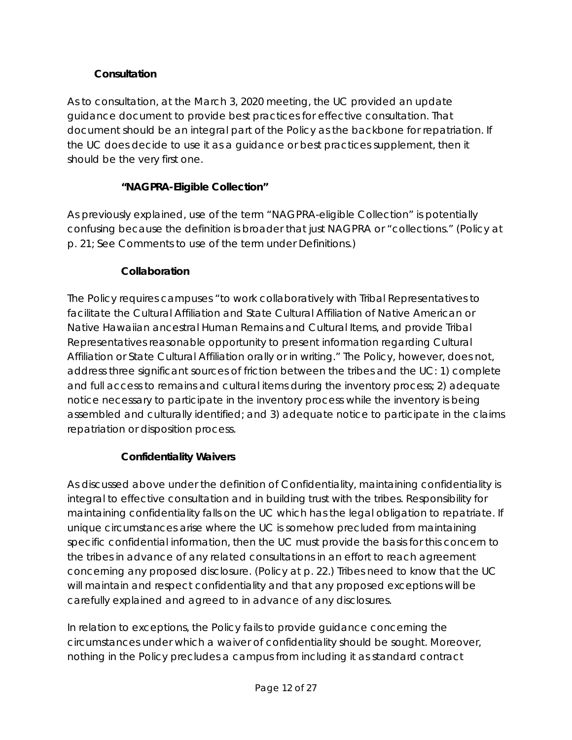**Consultation**

As to consultation, at the March 3, 2020 meeting, the UC provided an update guidance document to provide best practices for effective consultation. That document should be an integral part of the Policy as the backbone for repatriation. If the UC does decide to use it as a guidance or best practices supplement, then it should be the very first one.

**"NAGPRA-Eligible Collection"**

As previously explained, use of the term "NAGPRA-eligible Collection" is potentially confusing because the definition is broader that just NAGPRA or "collections." (Policy at p. 21; See Comments to use of the term under Definitions.)

**Collaboration**

The Policy requires campuses "to work collaboratively with Tribal Representatives to facilitate the Cultural Affiliation and State Cultural Affiliation of Native American or Native Hawaiian ancestral Human Remains and Cultural Items, and provide Tribal Representatives reasonable opportunity to present information regarding Cultural Affiliation or State Cultural Affiliation orally or in writing." The Policy, however, does not, address three significant sources of friction between the tribes and the UC: 1) complete and full access to remains and cultural items during the inventory process; 2) adequate notice necessary to participate in the inventory process while the inventory is being assembled and culturally identified; and 3) adequate notice to participate in the claims repatriation or disposition process.

**Confidentiality Waivers**

As discussed above under the definition of Confidentiality, maintaining confidentiality is integral to effective consultation and in building trust with the tribes. Responsibility for maintaining confidentiality falls on the UC which has the legal obligation to repatriate. If unique circumstances arise where the UC is somehow precluded from maintaining specific confidential information, then the UC must provide the basis for this concern to the tribes in advance of any related consultations in an effort to reach agreement concerning any proposed disclosure. (Policy at p. 22.) Tribes need to know that the UC will maintain and respect confidentiality and that any proposed exceptions will be carefully explained and agreed to in advance of any disclosures.

In relation to exceptions, the Policy fails to provide guidance concerning the circumstances under which a waiver of confidentiality should be sought. Moreover, nothing in the Policy precludes a campus from including it as standard contract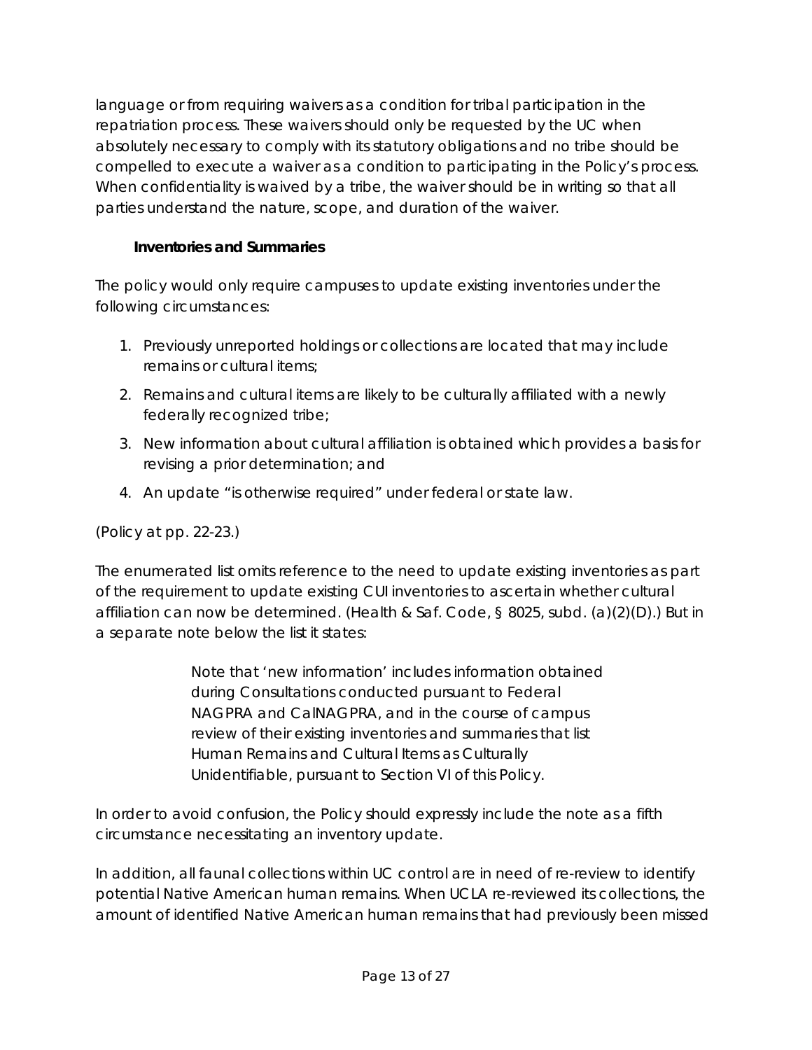language or from requiring waivers as a condition for tribal participation in the repatriation process. These waivers should only be requested by the UC when absolutely necessary to comply with its statutory obligations and no tribe should be compelled to execute a waiver as a condition to participating in the Policy's process. When confidentiality is waived by a tribe, the waiver should be in writing so that all parties understand the nature, scope, and duration of the waiver.

**Inventories and Summaries**

The policy would only require campuses to update existing inventories under the following circumstances:

1. Previously unreported holdings or collections are located that may include remains or cultural items;
2. Remains and cultural items are likely to be culturally affiliated with a newly federally recognized tribe;
3. New information about cultural affiliation is obtained which provides a basis for revising a prior determination; and
4. An update "is otherwise required" under federal or state law.

(Policy at pp. 22-23.)

The enumerated list omits reference to the need to update existing inventories as part of the requirement to update existing CUI inventories to ascertain whether cultural affiliation can now be determined. (Health & Saf. Code, § 8025, subd. (a)(2)(D).) But in a separate note below the list it states:

> Note that 'new information' includes information obtained during Consultations conducted pursuant to Federal NAGPRA and CalNAGPRA, and in the course of campus review of their existing inventories and summaries that list Human Remains and Cultural Items as Culturally Unidentifiable, pursuant to Section VI of this Policy.

In order to avoid confusion, the Policy should expressly include the note as a fifth circumstance necessitating an inventory update.

In addition, all faunal collections within UC control are in need of re-review to identify potential Native American human remains. When UCLA re-reviewed its collections, the amount of identified Native American human remains that had previously been missed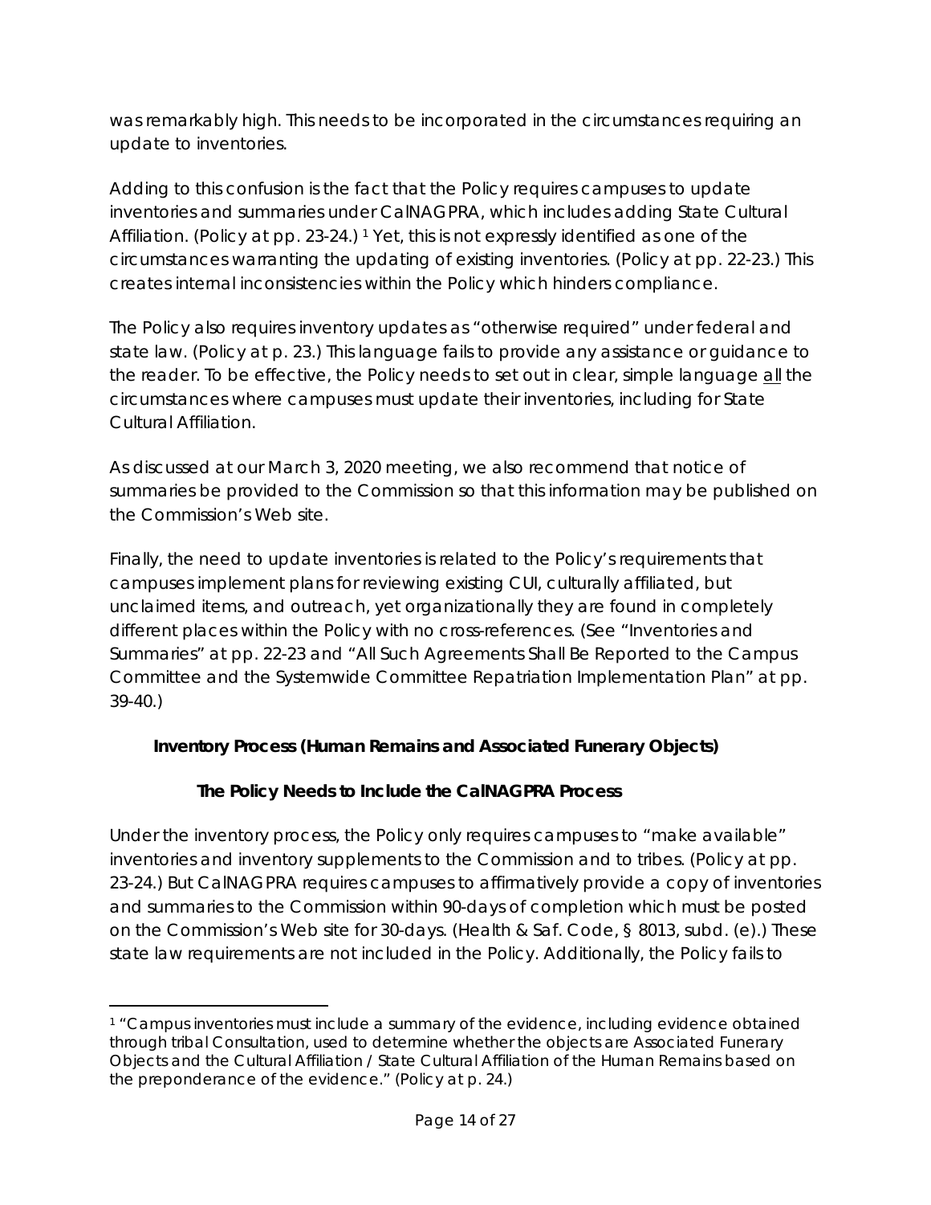was remarkably high. This needs to be incorporated in the circumstances requiring an update to inventories.

Adding to this confusion is the fact that the Policy requires campuses to update inventories and summaries under CalNAGPRA, which includes adding State Cultural Affiliation. (Policy at pp. 23-24.) [1] Yet, this is not expressly identified as one of the circumstances warranting the updating of existing inventories. (Policy at pp. 22-23.) This creates internal inconsistencies within the Policy which hinders compliance.

The Policy also requires inventory updates as "otherwise required" under federal and state law. (Policy at p. 23.) This language fails to provide any assistance or guidance to the reader. To be effective, the Policy needs to set out in clear, simple language <u>all</u> the circumstances where campuses must update their inventories, including for State Cultural Affiliation.

As discussed at our March 3, 2020 meeting, we also recommend that notice of summaries be provided to the Commission so that this information may be published on the Commission's Web site.

Finally, the need to update inventories is related to the Policy's requirements that campuses implement plans for reviewing existing CUI, culturally affiliated, but unclaimed items, and outreach, yet organizationally they are found in completely different places within the Policy with no cross-references. (See "Inventories and Summaries" at pp. 22-23 and "All Such Agreements Shall Be Reported to the Campus Committee and the Systemwide Committee Repatriation Implementation Plan" at pp. 39-40.)

**Inventory Process (Human Remains and Associated Funerary Objects)**

**The Policy Needs to Include the CalNAGPRA Process**

Under the inventory process, the Policy only requires campuses to "make available" inventories and inventory supplements to the Commission and to tribes. (Policy at pp. 23-24.) But CalNAGPRA requires campuses to affirmatively provide a copy of inventories and summaries to the Commission within 90-days of completion which must be posted on the Commission's Web site for 30-days. (Health & Saf. Code, § 8013, subd. (e).) These state law requirements are not included in the Policy. Additionally, the Policy fails to

[1] "Campus inventories must include a summary of the evidence, including evidence obtained through tribal Consultation, used to determine whether the objects are Associated Funerary Objects and the Cultural Affiliation / State Cultural Affiliation of the Human Remains based on the preponderance of the evidence." (Policy at p. 24.)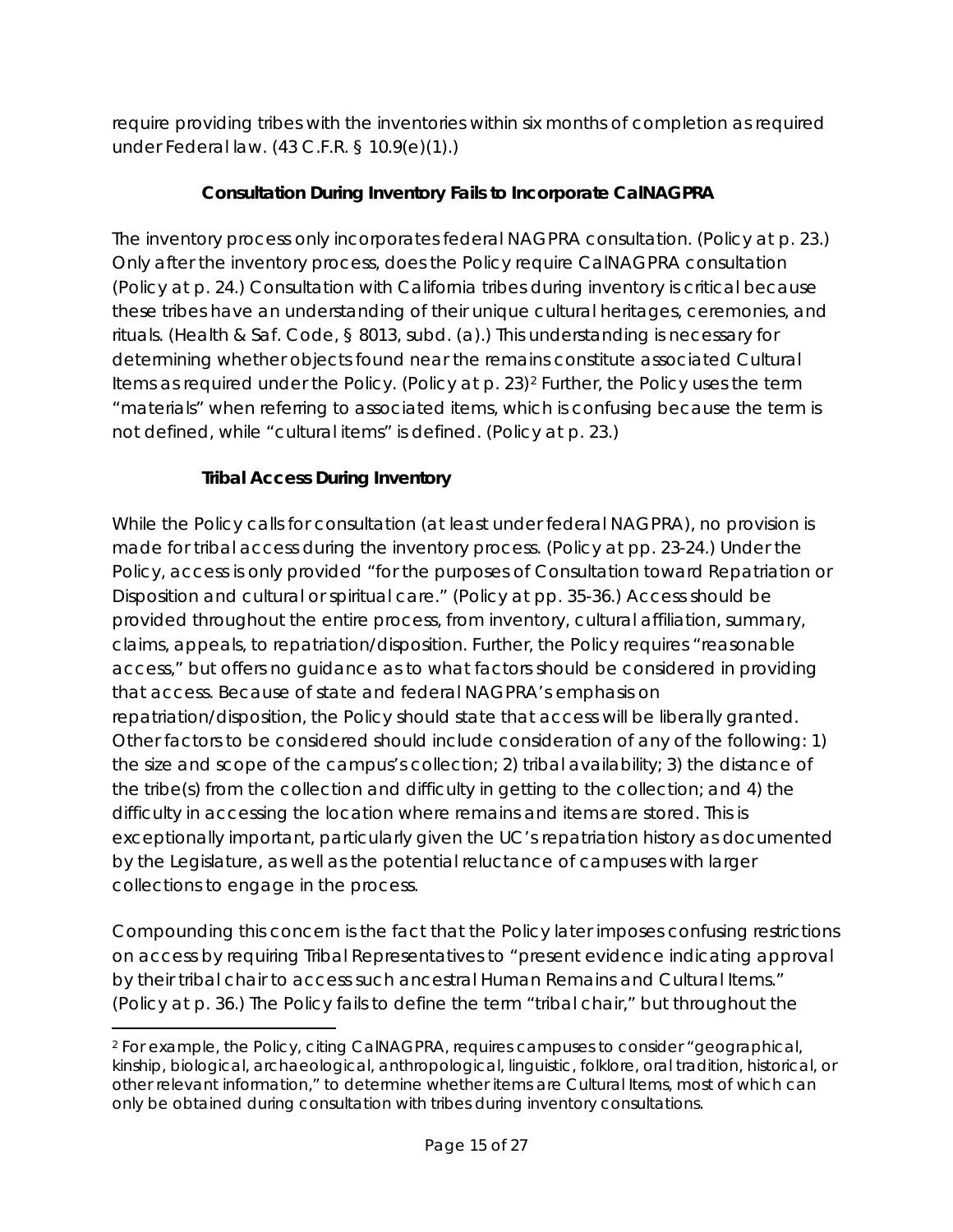require providing tribes with the inventories within six months of completion as required under Federal law. (43 C.F.R. § 10.9(e)(1).)

**Consultation During Inventory Fails to Incorporate CalNAGPRA**

The inventory process only incorporates federal NAGPRA consultation. (Policy at p. 23.) Only after the inventory process, does the Policy require CalNAGPRA consultation (Policy at p. 24.) Consultation with California tribes during inventory is critical because these tribes have an understanding of their unique cultural heritages, ceremonies, and rituals. (Health & Saf. Code, § 8013, subd. (a).) This understanding is necessary for determining whether objects found near the remains constitute associated Cultural Items as required under the Policy. (Policy at p. 23)[2] Further, the Policy uses the term "materials" when referring to associated items, which is confusing because the term is not defined, while "cultural items" is defined. (Policy at p. 23.)

**Tribal Access During Inventory**

While the Policy calls for consultation (at least under federal NAGPRA), no provision is made for tribal access during the inventory process. (Policy at pp. 23-24.) Under the Policy, access is only provided "for the purposes of Consultation toward Repatriation or Disposition and cultural or spiritual care." (Policy at pp. 35-36.) Access should be provided throughout the entire process, from inventory, cultural affiliation, summary, claims, appeals, to repatriation/disposition. Further, the Policy requires "reasonable access," but offers no guidance as to what factors should be considered in providing that access. Because of state and federal NAGPRA's emphasis on repatriation/disposition, the Policy should state that access will be liberally granted. Other factors to be considered should include consideration of any of the following: 1) the size and scope of the campus's collection; 2) tribal availability; 3) the distance of the tribe(s) from the collection and difficulty in getting to the collection; and 4) the difficulty in accessing the location where remains and items are stored. This is exceptionally important, particularly given the UC's repatriation history as documented by the Legislature, as well as the potential reluctance of campuses with larger collections to engage in the process.

Compounding this concern is the fact that the Policy later imposes confusing restrictions on access by requiring Tribal Representatives to "present evidence indicating approval by their tribal chair to access such ancestral Human Remains and Cultural Items." (Policy at p. 36.) The Policy fails to define the term "tribal chair," but throughout the

---

[2] For example, the Policy, citing CalNAGPRA, requires campuses to consider "geographical, kinship, biological, archaeological, anthropological, linguistic, folklore, oral tradition, historical, or other relevant information," to determine whether items are Cultural Items, most of which can only be obtained during consultation with tribes during inventory consultations.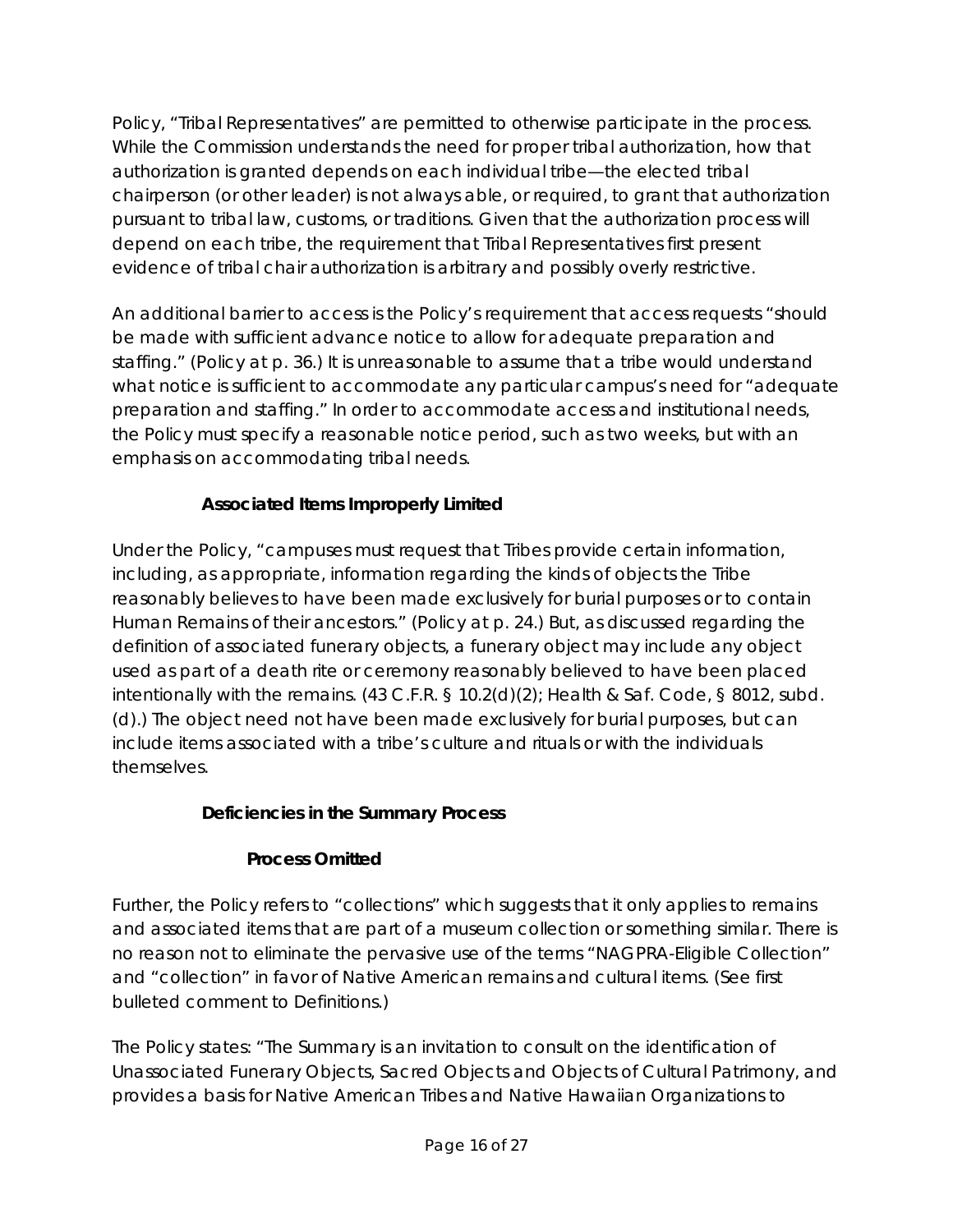Policy, "Tribal Representatives" are permitted to otherwise participate in the process. While the Commission understands the need for proper tribal authorization, how that authorization is granted depends on each individual tribe—the elected tribal chairperson (or other leader) is not always able, or required, to grant that authorization pursuant to tribal law, customs, or traditions. Given that the authorization process will depend on each tribe, the requirement that Tribal Representatives first present evidence of tribal chair authorization is arbitrary and possibly overly restrictive.

An additional barrier to access is the Policy's requirement that access requests "should be made with sufficient advance notice to allow for adequate preparation and staffing." (Policy at p. 36.) It is unreasonable to assume that a tribe would understand what notice is sufficient to accommodate any particular campus's need for "adequate preparation and staffing." In order to accommodate access and institutional needs, the Policy must specify a reasonable notice period, such as two weeks, but with an emphasis on accommodating tribal needs.

**Associated Items Improperly Limited**

Under the Policy, "campuses must request that Tribes provide certain information, including, as appropriate, information regarding the kinds of objects the Tribe reasonably believes to have been made exclusively for burial purposes or to contain Human Remains of their ancestors." (Policy at p. 24.) But, as discussed regarding the definition of associated funerary objects, a funerary object may include any object used as part of a death rite or ceremony reasonably believed to have been placed intentionally with the remains. (43 C.F.R. § 10.2(d)(2); Health & Saf. Code, § 8012, subd. (d).) The object need not have been made exclusively for burial purposes, but can include items associated with a tribe's culture and rituals or with the individuals themselves.

**Deficiencies in the Summary Process**

**Process Omitted**

Further, the Policy refers to "collections" which suggests that it only applies to remains and associated items that are part of a museum collection or something similar. There is no reason not to eliminate the pervasive use of the terms "NAGPRA-Eligible Collection" and "collection" in favor of Native American remains and cultural items. (See first bulleted comment to Definitions.)

The Policy states: "The Summary is an invitation to consult on the identification of Unassociated Funerary Objects, Sacred Objects and Objects of Cultural Patrimony, and provides a basis for Native American Tribes and Native Hawaiian Organizations to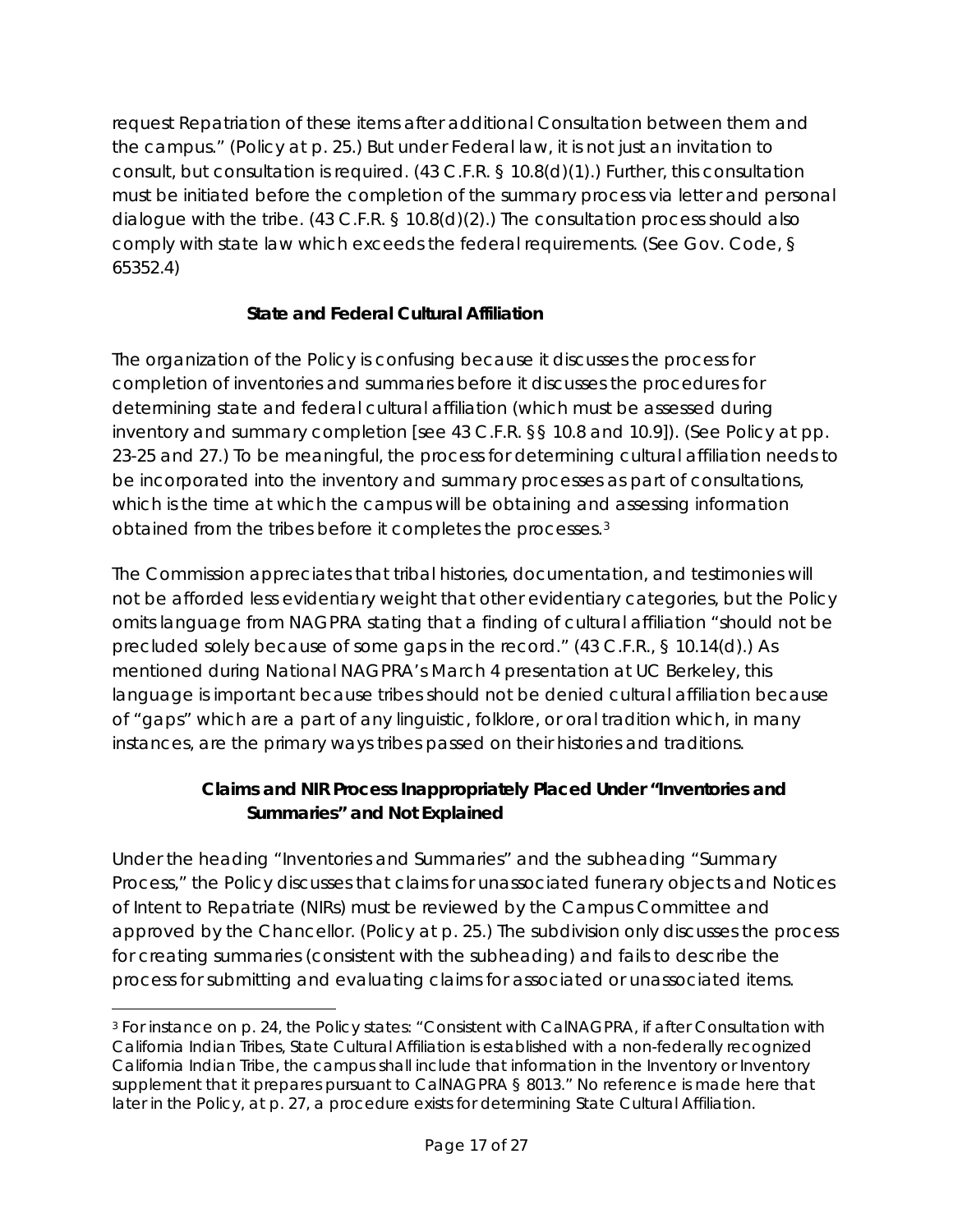request Repatriation of these items after additional Consultation between them and the campus." (Policy at p. 25.) But under Federal law, it is not just an invitation to consult, but consultation is required. (43 C.F.R. § 10.8(d)(1).) Further, this consultation must be initiated before the completion of the summary process via letter and personal dialogue with the tribe. (43 C.F.R. § 10.8(d)(2).) The consultation process should also comply with state law which exceeds the federal requirements. (See Gov. Code, § 65352.4)

**State and Federal Cultural Affiliation**

The organization of the Policy is confusing because it discusses the process for completion of inventories and summaries before it discusses the procedures for determining state and federal cultural affiliation (which must be assessed during inventory and summary completion [see 43 C.F.R. §§ 10.8 and 10.9]). (See Policy at pp. 23-25 and 27.) To be meaningful, the process for determining cultural affiliation needs to be incorporated into the inventory and summary processes as part of consultations, which is the time at which the campus will be obtaining and assessing information obtained from the tribes before it completes the processes.[3]

The Commission appreciates that tribal histories, documentation, and testimonies will not be afforded less evidentiary weight that other evidentiary categories, but the Policy omits language from NAGPRA stating that a finding of cultural affiliation "should not be precluded solely because of some gaps in the record." (43 C.F.R., § 10.14(d).) As mentioned during National NAGPRA's March 4 presentation at UC Berkeley, this language is important because tribes should not be denied cultural affiliation because of "gaps" which are a part of any linguistic, folklore, or oral tradition which, in many instances, are the primary ways tribes passed on their histories and traditions.

**Claims and NIR Process Inappropriately Placed Under "Inventories and Summaries" and Not Explained**

Under the heading "Inventories and Summaries" and the subheading "Summary Process," the Policy discusses that claims for unassociated funerary objects and Notices of Intent to Repatriate (NIRs) must be reviewed by the Campus Committee and approved by the Chancellor. (Policy at p. 25.) The subdivision only discusses the process for creating summaries (consistent with the subheading) and fails to describe the process for submitting and evaluating claims for associated or unassociated items.

[3] For instance on p. 24, the Policy states: "Consistent with CalNAGPRA, if after Consultation with California Indian Tribes, State Cultural Affiliation is established with a non-federally recognized California Indian Tribe, the campus shall include that information in the Inventory or Inventory supplement that it prepares pursuant to CalNAGPRA § 8013." No reference is made here that later in the Policy, at p. 27, a procedure exists for determining State Cultural Affiliation.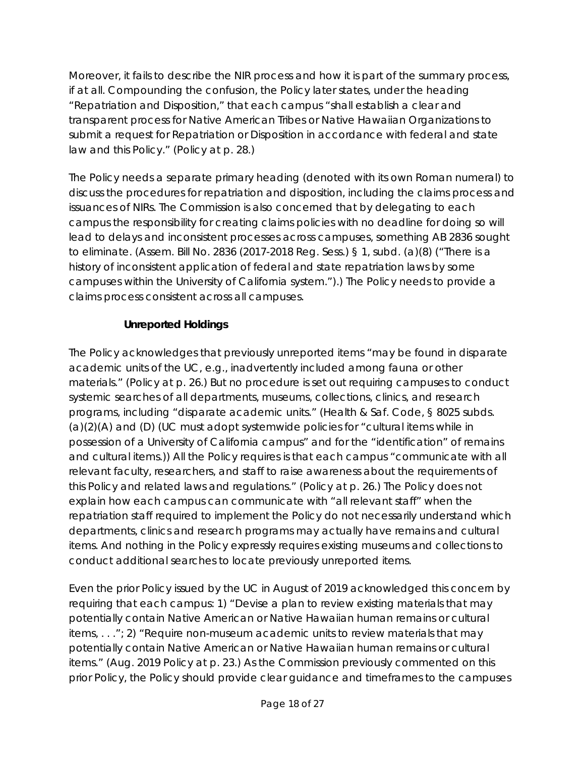Moreover, it fails to describe the NIR process and how it is part of the summary process, if at all. Compounding the confusion, the Policy later states, under the heading "Repatriation and Disposition," that each campus "shall establish a clear and transparent process for Native American Tribes or Native Hawaiian Organizations to submit a request for Repatriation or Disposition in accordance with federal and state law and this Policy." (Policy at p. 28.)

The Policy needs a separate primary heading (denoted with its own Roman numeral) to discuss the procedures for repatriation and disposition, including the claims process and issuances of NIRs. The Commission is also concerned that by delegating to each campus the responsibility for creating claims policies with no deadline for doing so will lead to delays and inconsistent processes across campuses, something AB 2836 sought to eliminate. (Assem. Bill No. 2836 (2017-2018 Reg. Sess.) § 1, subd. (a)(8) ("There is a history of inconsistent application of federal and state repatriation laws by some campuses within the University of California system.").) The Policy needs to provide a claims process consistent across all campuses.

**Unreported Holdings**

The Policy acknowledges that previously unreported items "may be found in disparate academic units of the UC, e.g., inadvertently included among fauna or other materials." (Policy at p. 26.) But no procedure is set out requiring campuses to conduct systemic searches of all departments, museums, collections, clinics, and research programs, including "disparate academic units." (Health & Saf. Code, § 8025 subds. (a)(2)(A) and (D) (UC must adopt systemwide policies for "cultural items while in possession of a University of California campus" and for the "identification" of remains and cultural items.)) All the Policy requires is that each campus "communicate with all relevant faculty, researchers, and staff to raise awareness about the requirements of this Policy and related laws and regulations." (Policy at p. 26.) The Policy does not explain how each campus can communicate with "all relevant staff" when the repatriation staff required to implement the Policy do not necessarily understand which departments, clinics and research programs may actually have remains and cultural items. And nothing in the Policy expressly requires existing museums and collections to conduct additional searches to locate previously unreported items.

Even the prior Policy issued by the UC in August of 2019 acknowledged this concern by requiring that each campus: 1) "Devise a plan to review existing materials that may potentially contain Native American or Native Hawaiian human remains or cultural items, . . ."; 2) "Require non-museum academic units to review materials that may potentially contain Native American or Native Hawaiian human remains or cultural items." (Aug. 2019 Policy at p. 23.) As the Commission previously commented on this prior Policy, the Policy should provide clear guidance and timeframes to the campuses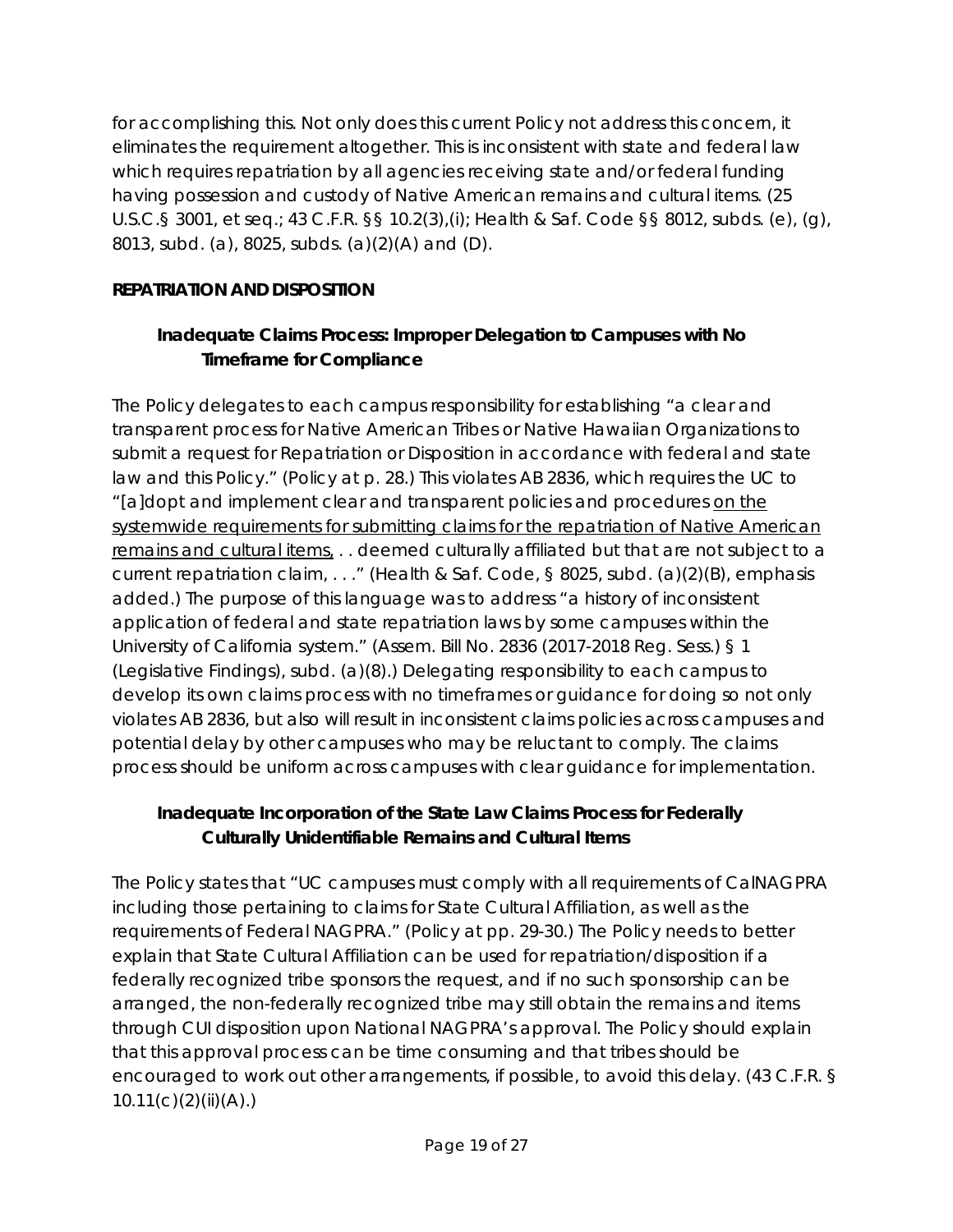for accomplishing this. Not only does this current Policy not address this concern, it eliminates the requirement altogether. This is inconsistent with state and federal law which requires repatriation by all agencies receiving state and/or federal funding having possession and custody of Native American remains and cultural items. (25 U.S.C.§ 3001, et seq.; 43 C.F.R. §§ 10.2(3),(i); Health & Saf. Code §§ 8012, subds. (e), (g), 8013, subd. (a), 8025, subds. (a)(2)(A) and (D).

**REPATRIATION AND DISPOSITION**

**Inadequate Claims Process: Improper Delegation to Campuses with No Timeframe for Compliance**

The Policy delegates to each campus responsibility for establishing "a clear and transparent process for Native American Tribes or Native Hawaiian Organizations to submit a request for Repatriation or Disposition in accordance with federal and state law and this Policy." (Policy at p. 28.) This violates AB 2836, which requires the UC to "[a]dopt and implement clear and transparent policies and procedures <u>on the systemwide requirements for submitting claims for the repatriation of Native American remains and cultural items,</u> . . deemed culturally affiliated but that are not subject to a current repatriation claim, . . ." (Health & Saf. Code, § 8025, subd. (a)(2)(B), emphasis added.) The purpose of this language was to address "a history of inconsistent application of federal and state repatriation laws by some campuses within the University of California system." (Assem. Bill No. 2836 (2017-2018 Reg. Sess.) § 1 (Legislative Findings), subd. (a)(8).) Delegating responsibility to each campus to develop its own claims process with no timeframes or guidance for doing so not only violates AB 2836, but also will result in inconsistent claims policies across campuses and potential delay by other campuses who may be reluctant to comply. The claims process should be uniform across campuses with clear guidance for implementation.

**Inadequate Incorporation of the State Law Claims Process for Federally Culturally Unidentifiable Remains and Cultural Items**

The Policy states that "UC campuses must comply with all requirements of CalNAGPRA including those pertaining to claims for State Cultural Affiliation, as well as the requirements of Federal NAGPRA." (Policy at pp. 29-30.) The Policy needs to better explain that State Cultural Affiliation can be used for repatriation/disposition if a federally recognized tribe sponsors the request, and if no such sponsorship can be arranged, the non-federally recognized tribe may still obtain the remains and items through CUI disposition upon National NAGPRA's approval. The Policy should explain that this approval process can be time consuming and that tribes should be encouraged to work out other arrangements, if possible, to avoid this delay. (43 C.F.R. § 10.11(c)(2)(ii)(A).)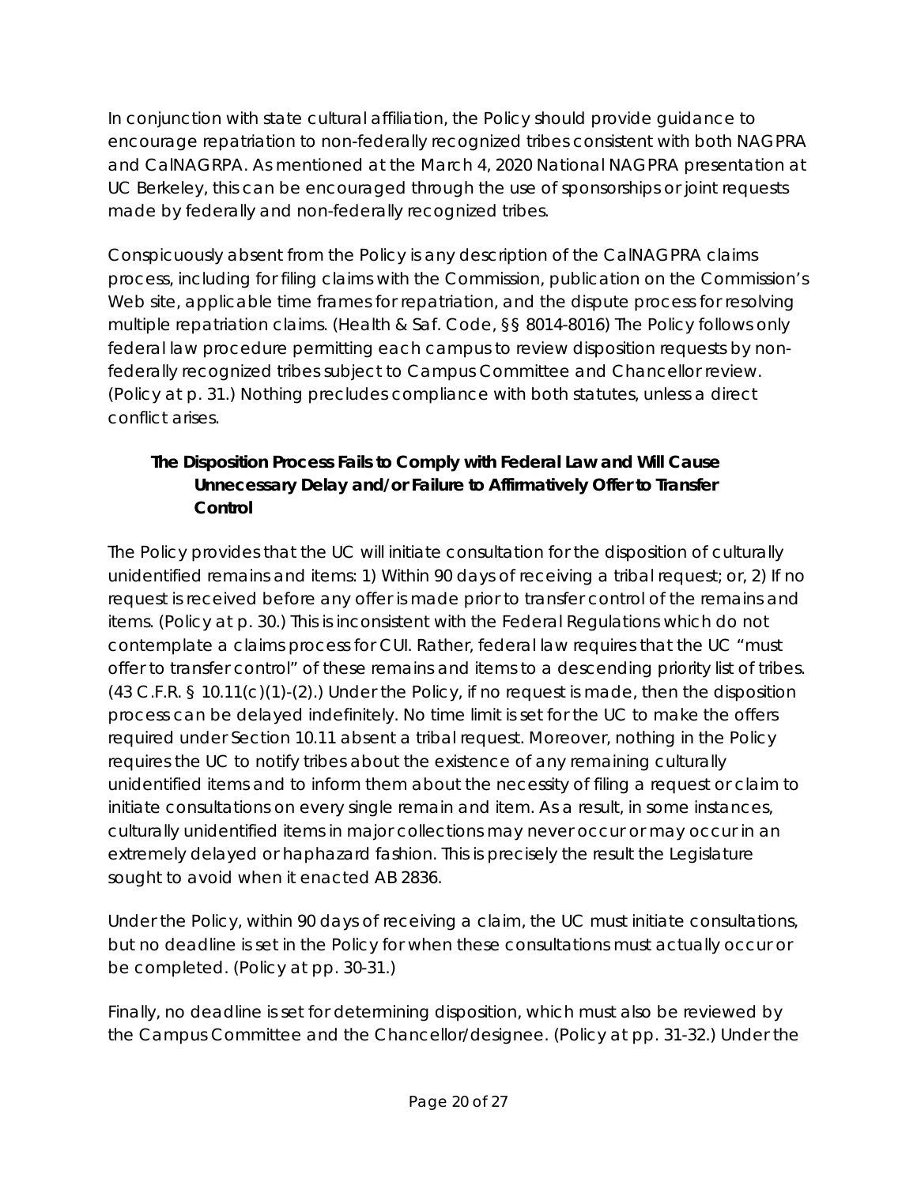In conjunction with state cultural affiliation, the Policy should provide guidance to encourage repatriation to non-federally recognized tribes consistent with both NAGPRA and CalNAGRPA. As mentioned at the March 4, 2020 National NAGPRA presentation at UC Berkeley, this can be encouraged through the use of sponsorships or joint requests made by federally and non-federally recognized tribes.

Conspicuously absent from the Policy is any description of the CalNAGPRA claims process, including for filing claims with the Commission, publication on the Commission's Web site, applicable time frames for repatriation, and the dispute process for resolving multiple repatriation claims. (Health & Saf. Code, §§ 8014-8016) The Policy follows only federal law procedure permitting each campus to review disposition requests by non-federally recognized tribes subject to Campus Committee and Chancellor review. (Policy at p. 31.) Nothing precludes compliance with both statutes, unless a direct conflict arises.

**The Disposition Process Fails to Comply with Federal Law and Will Cause Unnecessary Delay and/or Failure to Affirmatively Offer to Transfer Control**

The Policy provides that the UC will initiate consultation for the disposition of culturally unidentified remains and items: 1) Within 90 days of receiving a tribal request; or, 2) If no request is received before any offer is made prior to transfer control of the remains and items. (Policy at p. 30.) This is inconsistent with the Federal Regulations which do not contemplate a claims process for CUI. Rather, federal law requires that the UC "must offer to transfer control" of these remains and items to a descending priority list of tribes. (43 C.F.R. § 10.11(c)(1)-(2).) Under the Policy, if no request is made, then the disposition process can be delayed indefinitely. No time limit is set for the UC to make the offers required under Section 10.11 absent a tribal request. Moreover, nothing in the Policy requires the UC to notify tribes about the existence of any remaining culturally unidentified items and to inform them about the necessity of filing a request or claim to initiate consultations on every single remain and item. As a result, in some instances, culturally unidentified items in major collections may never occur or may occur in an extremely delayed or haphazard fashion. This is precisely the result the Legislature sought to avoid when it enacted AB 2836.

Under the Policy, within 90 days of receiving a claim, the UC must initiate consultations, but no deadline is set in the Policy for when these consultations must actually occur or be completed. (Policy at pp. 30-31.)

Finally, no deadline is set for determining disposition, which must also be reviewed by the Campus Committee and the Chancellor/designee. (Policy at pp. 31-32.) Under the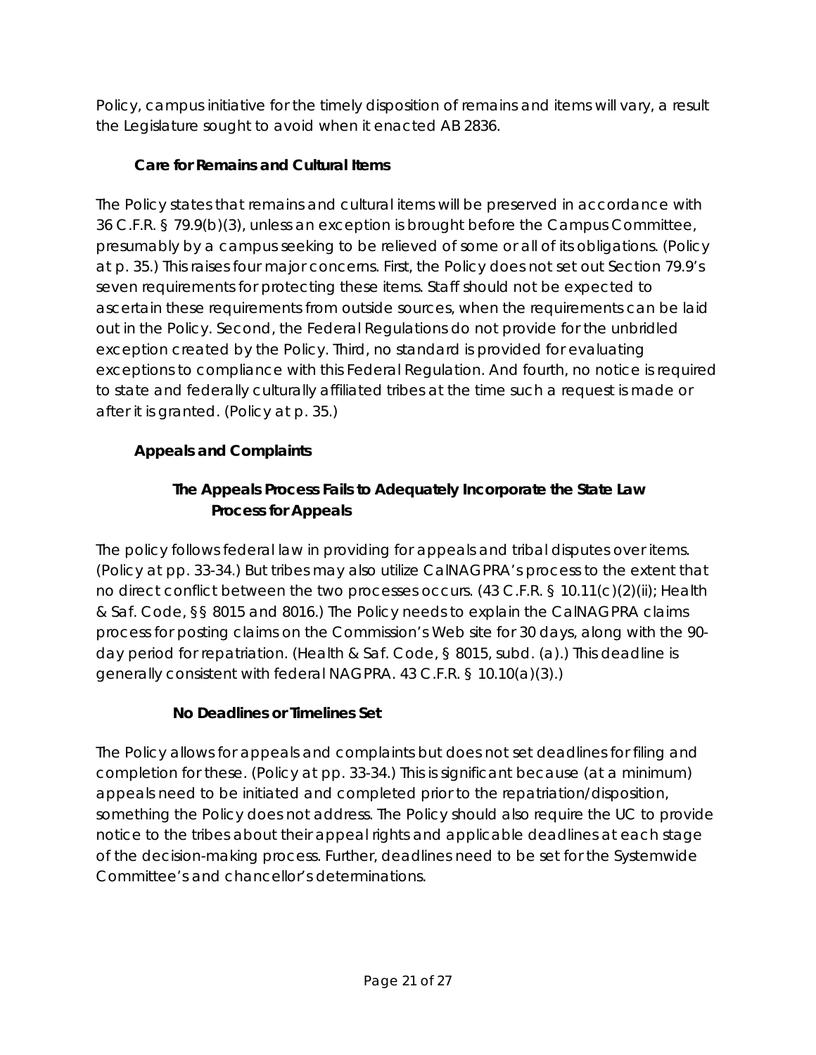Policy, campus initiative for the timely disposition of remains and items will vary, a result the Legislature sought to avoid when it enacted AB 2836.

### Care for Remains and Cultural Items

The Policy states that remains and cultural items will be preserved in accordance with 36 C.F.R. § 79.9(b)(3), unless an exception is brought before the Campus Committee, presumably by a campus seeking to be relieved of some or all of its obligations. (Policy at p. 35.) This raises four major concerns. First, the Policy does not set out Section 79.9's seven requirements for protecting these items. Staff should not be expected to ascertain these requirements from outside sources, when the requirements can be laid out in the Policy. Second, the Federal Regulations do not provide for the unbridled exception created by the Policy. Third, no standard is provided for evaluating exceptions to compliance with this Federal Regulation. And fourth, no notice is required to state and federally culturally affiliated tribes at the time such a request is made or after it is granted. (Policy at p. 35.)

## Appeals and Complaints

### The Appeals Process Fails to Adequately Incorporate the State Law Process for Appeals

The policy follows federal law in providing for appeals and tribal disputes over items. (Policy at pp. 33-34.) But tribes may also utilize CalNAGPRA's process to the extent that no direct conflict between the two processes occurs. (43 C.F.R. § 10.11(c)(2)(ii); Health & Saf. Code, §§ 8015 and 8016.) The Policy needs to explain the CalNAGPRA claims process for posting claims on the Commission's Web site for 30 days, along with the 90-day period for repatriation. (Health & Saf. Code, § 8015, subd. (a).) This deadline is generally consistent with federal NAGPRA. 43 C.F.R. § 10.10(a)(3).)

### No Deadlines or Timelines Set

The Policy allows for appeals and complaints but does not set deadlines for filing and completion for these. (Policy at pp. 33-34.) This is significant because (at a minimum) appeals need to be initiated and completed prior to the repatriation/disposition, something the Policy does not address. The Policy should also require the UC to provide notice to the tribes about their appeal rights and applicable deadlines at each stage of the decision-making process. Further, deadlines need to be set for the Systemwide Committee's and chancellor's determinations.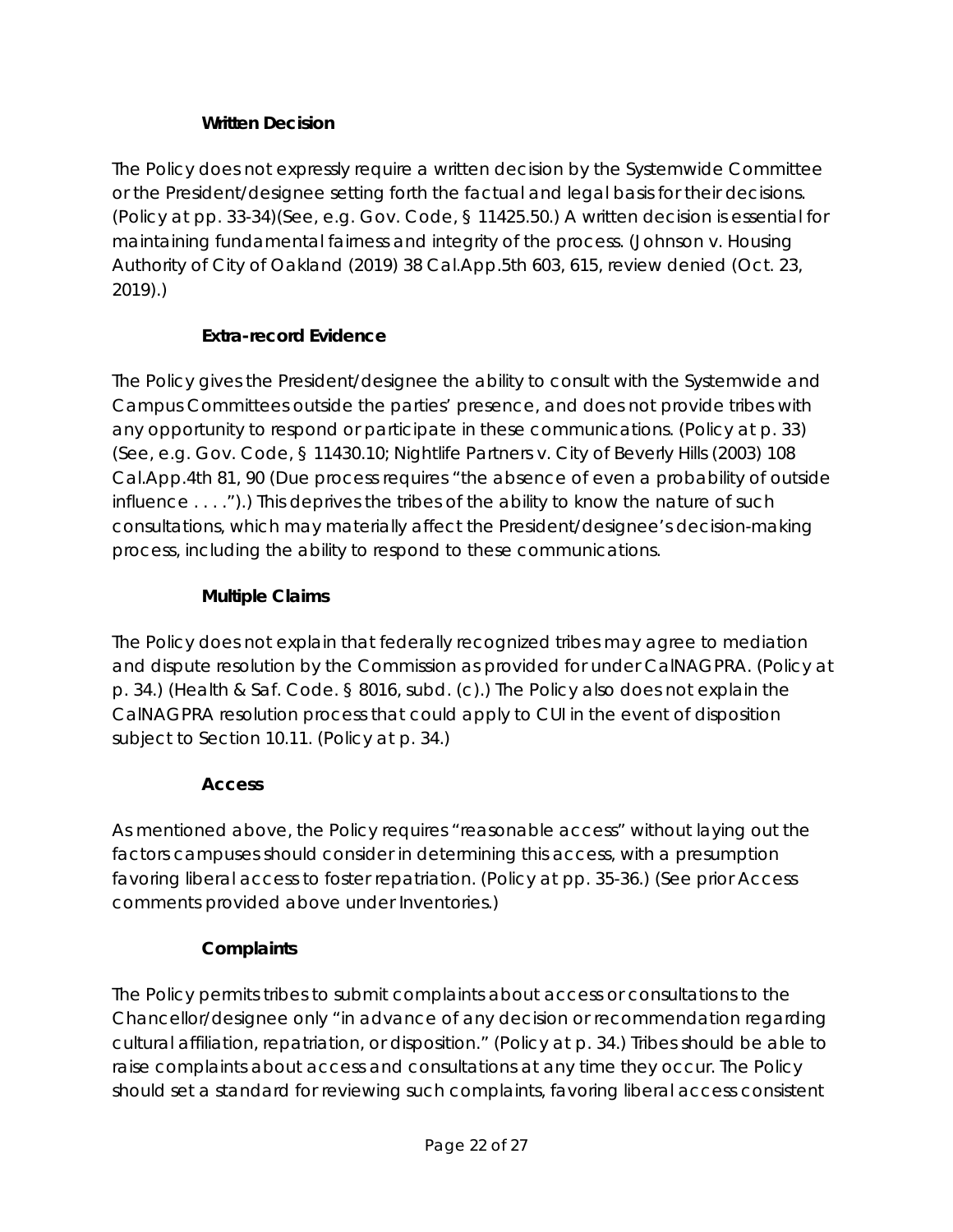#### **Written Decision**

The Policy does not expressly require a written decision by the Systemwide Committee or the President/designee setting forth the factual and legal basis for their decisions. (Policy at pp. 33-34)(See, e.g. Gov. Code, § 11425.50.) A written decision is essential for maintaining fundamental fairness and integrity of the process. (Johnson v. Housing Authority of City of Oakland (2019) 38 Cal.App.5th 603, 615, review denied (Oct. 23, 2019).)

#### **Extra-record Evidence**

The Policy gives the President/designee the ability to consult with the Systemwide and Campus Committees outside the parties' presence, and does not provide tribes with any opportunity to respond or participate in these communications. (Policy at p. 33) (See, e.g. Gov. Code, § 11430.10; Nightlife Partners v. City of Beverly Hills (2003) 108 Cal.App.4th 81, 90 (Due process requires "the absence of even a probability of outside influence . . . .").) This deprives the tribes of the ability to know the nature of such consultations, which may materially affect the President/designee's decision-making process, including the ability to respond to these communications.

#### **Multiple Claims**

The Policy does not explain that federally recognized tribes may agree to mediation and dispute resolution by the Commission as provided for under CalNAGPRA. (Policy at p. 34.) (Health & Saf. Code. § 8016, subd. (c).) The Policy also does not explain the CalNAGPRA resolution process that could apply to CUI in the event of disposition subject to Section 10.11. (Policy at p. 34.)

#### **Access**

As mentioned above, the Policy requires "reasonable access" without laying out the factors campuses should consider in determining this access, with a presumption favoring liberal access to foster repatriation. (Policy at pp. 35-36.) (See prior Access comments provided above under Inventories.)

#### **Complaints**

The Policy permits tribes to submit complaints about access or consultations to the Chancellor/designee only "in advance of any decision or recommendation regarding cultural affiliation, repatriation, or disposition." (Policy at p. 34.) Tribes should be able to raise complaints about access and consultations at any time they occur. The Policy should set a standard for reviewing such complaints, favoring liberal access consistent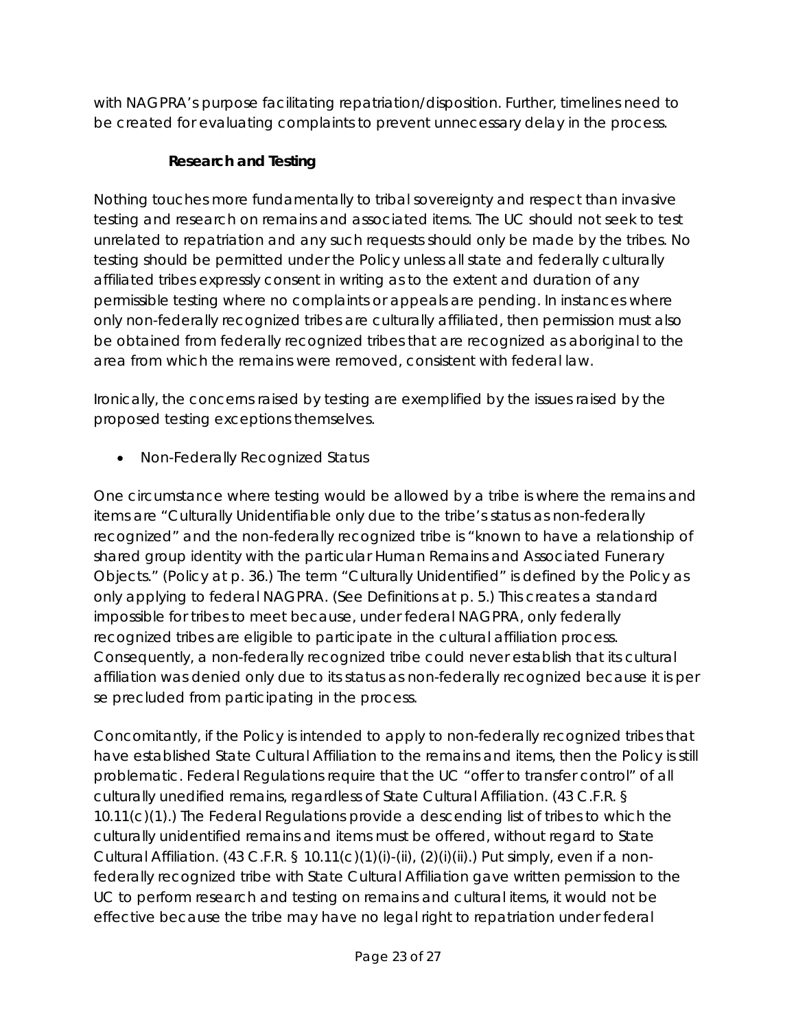with NAGPRA's purpose facilitating repatriation/disposition. Further, timelines need to be created for evaluating complaints to prevent unnecessary delay in the process.

**Research and Testing**

Nothing touches more fundamentally to tribal sovereignty and respect than invasive testing and research on remains and associated items. The UC should not seek to test unrelated to repatriation and any such requests should only be made by the tribes. No testing should be permitted under the Policy unless all state and federally culturally affiliated tribes expressly consent in writing as to the extent and duration of any permissible testing where no complaints or appeals are pending. In instances where only non-federally recognized tribes are culturally affiliated, then permission must also be obtained from federally recognized tribes that are recognized as aboriginal to the area from which the remains were removed, consistent with federal law.

Ironically, the concerns raised by testing are exemplified by the issues raised by the proposed testing exceptions themselves.

- Non-Federally Recognized Status

One circumstance where testing would be allowed by a tribe is where the remains and items are "Culturally Unidentifiable only due to the tribe's status as non-federally recognized" and the non-federally recognized tribe is "known to have a relationship of shared group identity with the particular Human Remains and Associated Funerary Objects." (Policy at p. 36.) The term "Culturally Unidentified" is defined by the Policy as only applying to federal NAGPRA. (See Definitions at p. 5.) This creates a standard impossible for tribes to meet because, under federal NAGPRA, only federally recognized tribes are eligible to participate in the cultural affiliation process. Consequently, a non-federally recognized tribe could never establish that its cultural affiliation was denied only due to its status as non-federally recognized because it is per se precluded from participating in the process.

Concomitantly, if the Policy is intended to apply to non-federally recognized tribes that have established State Cultural Affiliation to the remains and items, then the Policy is still problematic. Federal Regulations require that the UC "offer to transfer control" of all culturally unedified remains, regardless of State Cultural Affiliation. (43 C.F.R. § 10.11(c)(1).) The Federal Regulations provide a descending list of tribes to which the culturally unidentified remains and items must be offered, without regard to State Cultural Affiliation. (43 C.F.R. § 10.11(c)(1)(i)-(ii), (2)(i)(ii).) Put simply, even if a non-federally recognized tribe with State Cultural Affiliation gave written permission to the UC to perform research and testing on remains and cultural items, it would not be effective because the tribe may have no legal right to repatriation under federal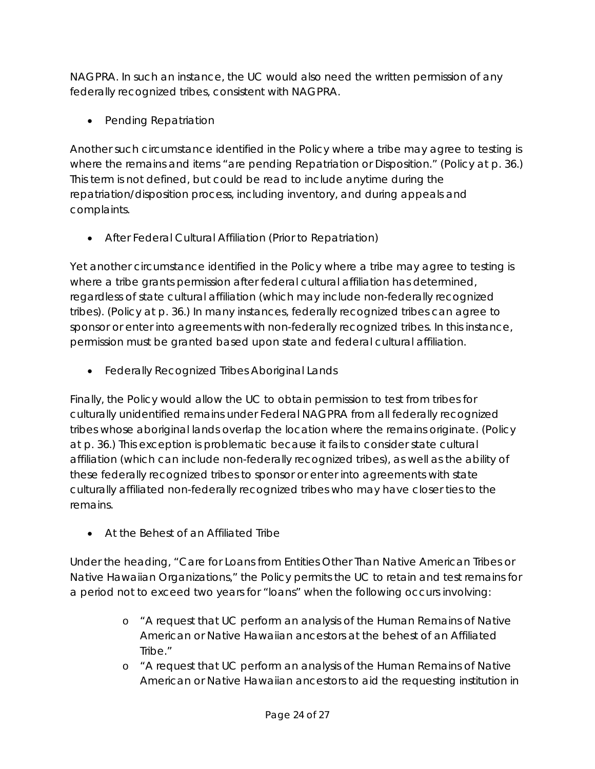NAGPRA. In such an instance, the UC would also need the written permission of any federally recognized tribes, consistent with NAGPRA.

- Pending Repatriation

Another such circumstance identified in the Policy where a tribe may agree to testing is where the remains and items "are pending Repatriation or Disposition." (Policy at p. 36.) This term is not defined, but could be read to include anytime during the repatriation/disposition process, including inventory, and during appeals and complaints.

- After Federal Cultural Affiliation (Prior to Repatriation)

Yet another circumstance identified in the Policy where a tribe may agree to testing is where a tribe grants permission after federal cultural affiliation has determined, regardless of state cultural affiliation (which may include non-federally recognized tribes). (Policy at p. 36.) In many instances, federally recognized tribes can agree to sponsor or enter into agreements with non-federally recognized tribes. In this instance, permission must be granted based upon state and federal cultural affiliation.

- Federally Recognized Tribes Aboriginal Lands

Finally, the Policy would allow the UC to obtain permission to test from tribes for culturally unidentified remains under Federal NAGPRA from all federally recognized tribes whose aboriginal lands overlap the location where the remains originate. (Policy at p. 36.) This exception is problematic because it fails to consider state cultural affiliation (which can include non-federally recognized tribes), as well as the ability of these federally recognized tribes to sponsor or enter into agreements with state culturally affiliated non-federally recognized tribes who may have closer ties to the remains.

- At the Behest of an Affiliated Tribe

Under the heading, "Care for Loans from Entities Other Than Native American Tribes or Native Hawaiian Organizations," the Policy permits the UC to retain and test remains for a period not to exceed two years for "loans" when the following occurs involving:

  - "A request that UC perform an analysis of the Human Remains of Native American or Native Hawaiian ancestors at the behest of an Affiliated Tribe."
  - "A request that UC perform an analysis of the Human Remains of Native American or Native Hawaiian ancestors to aid the requesting institution in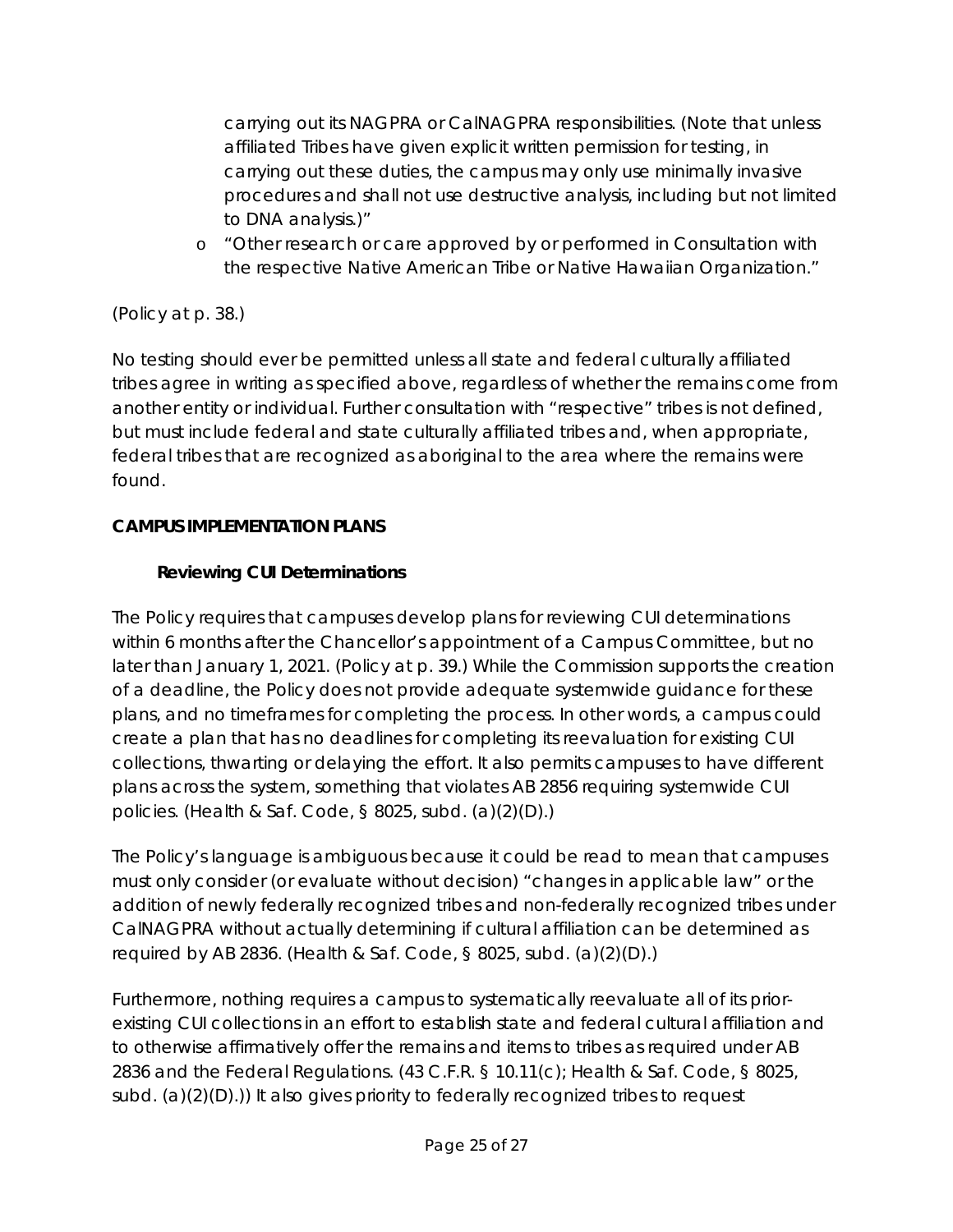carrying out its NAGPRA or CalNAGPRA responsibilities. (Note that unless affiliated Tribes have given explicit written permission for testing, in carrying out these duties, the campus may only use minimally invasive procedures and shall not use destructive analysis, including but not limited to DNA analysis.)"

- "Other research or care approved by or performed in Consultation with the respective Native American Tribe or Native Hawaiian Organization."

(Policy at p. 38.)

No testing should ever be permitted unless all state and federal culturally affiliated tribes agree in writing as specified above, regardless of whether the remains come from another entity or individual. Further consultation with "respective" tribes is not defined, but must include federal and state culturally affiliated tribes and, when appropriate, federal tribes that are recognized as aboriginal to the area where the remains were found.

**CAMPUS IMPLEMENTATION PLANS**

**Reviewing CUI Determinations**

The Policy requires that campuses develop plans for reviewing CUI determinations within 6 months after the Chancellor's appointment of a Campus Committee, but no later than January 1, 2021. (Policy at p. 39.) While the Commission supports the creation of a deadline, the Policy does not provide adequate systemwide guidance for these plans, and no timeframes for completing the process. In other words, a campus could create a plan that has no deadlines for completing its reevaluation for existing CUI collections, thwarting or delaying the effort. It also permits campuses to have different plans across the system, something that violates AB 2856 requiring systemwide CUI policies. (Health & Saf. Code, § 8025, subd. (a)(2)(D).)

The Policy's language is ambiguous because it could be read to mean that campuses must only consider (or evaluate without decision) "changes in applicable law" or the addition of newly federally recognized tribes and non-federally recognized tribes under CalNAGPRA without actually determining if cultural affiliation can be determined as required by AB 2836. (Health & Saf. Code, § 8025, subd. (a)(2)(D).)

Furthermore, nothing requires a campus to systematically reevaluate all of its prior-existing CUI collections in an effort to establish state and federal cultural affiliation and to otherwise affirmatively offer the remains and items to tribes as required under AB 2836 and the Federal Regulations. (43 C.F.R. § 10.11(c); Health & Saf. Code, § 8025, subd. (a)(2)(D).)) It also gives priority to federally recognized tribes to request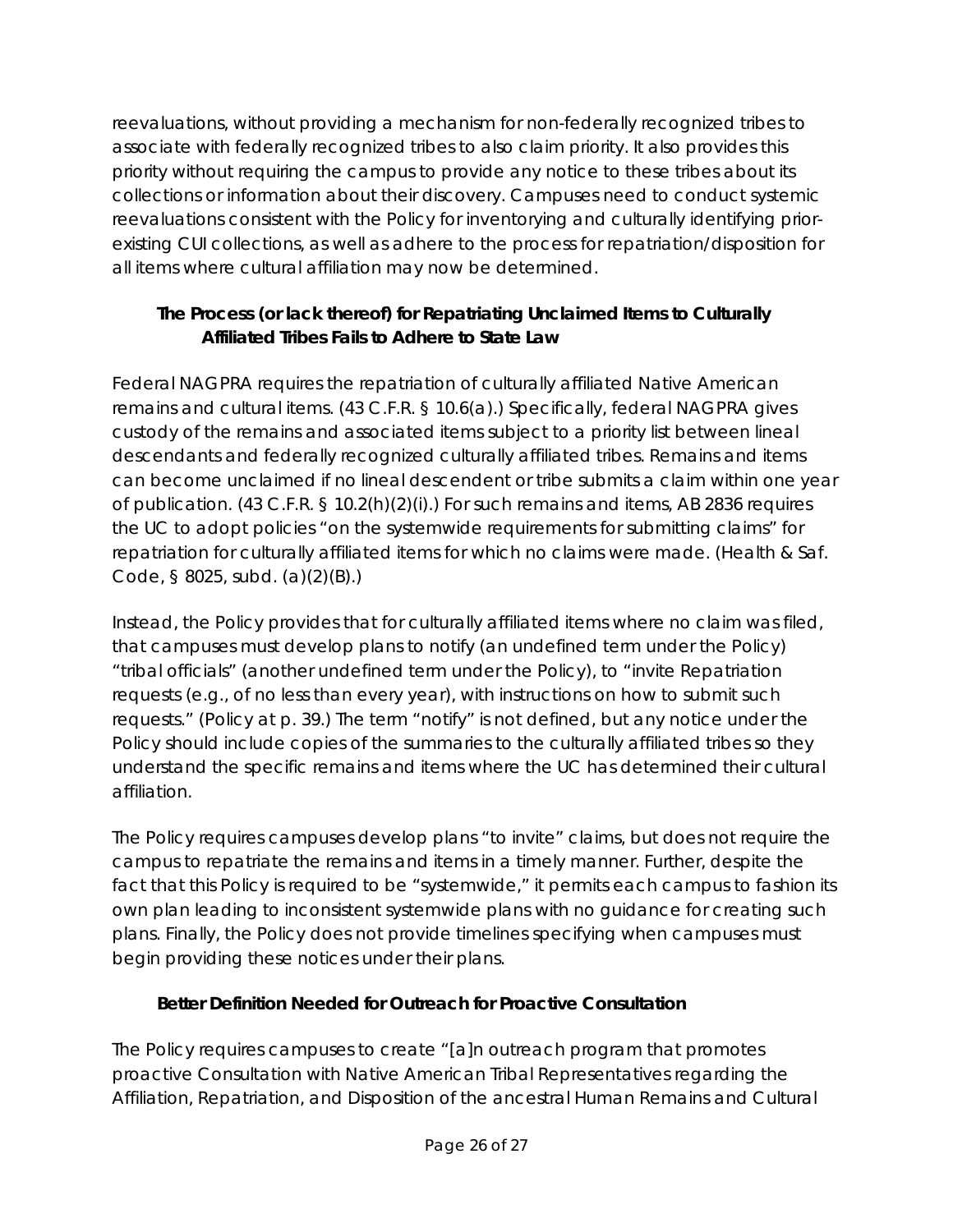reevaluations, without providing a mechanism for non-federally recognized tribes to associate with federally recognized tribes to also claim priority. It also provides this priority without requiring the campus to provide any notice to these tribes about its collections or information about their discovery. Campuses need to conduct systemic reevaluations consistent with the Policy for inventorying and culturally identifying prior-existing CUI collections, as well as adhere to the process for repatriation/disposition for all items where cultural affiliation may now be determined.

**The Process (or lack thereof) for Repatriating Unclaimed Items to Culturally Affiliated Tribes Fails to Adhere to State Law**

Federal NAGPRA requires the repatriation of culturally affiliated Native American remains and cultural items. (43 C.F.R. § 10.6(a).) Specifically, federal NAGPRA gives custody of the remains and associated items subject to a priority list between lineal descendants and federally recognized culturally affiliated tribes. Remains and items can become unclaimed if no lineal descendent or tribe submits a claim within one year of publication. (43 C.F.R. § 10.2(h)(2)(i).) For such remains and items, AB 2836 requires the UC to adopt policies "on the systemwide requirements for submitting claims" for repatriation for culturally affiliated items for which no claims were made. (Health & Saf. Code, § 8025, subd. (a)(2)(B).)

Instead, the Policy provides that for culturally affiliated items where no claim was filed, that campuses must develop plans to notify (an undefined term under the Policy) "tribal officials" (another undefined term under the Policy), to "invite Repatriation requests (e.g., of no less than every year), with instructions on how to submit such requests." (Policy at p. 39.) The term "notify" is not defined, but any notice under the Policy should include copies of the summaries to the culturally affiliated tribes so they understand the specific remains and items where the UC has determined their cultural affiliation.

The Policy requires campuses develop plans "to invite" claims, but does not require the campus to repatriate the remains and items in a timely manner. Further, despite the fact that this Policy is required to be "systemwide," it permits each campus to fashion its own plan leading to inconsistent systemwide plans with no guidance for creating such plans. Finally, the Policy does not provide timelines specifying when campuses must begin providing these notices under their plans.

**Better Definition Needed for Outreach for Proactive Consultation**

The Policy requires campuses to create "[a]n outreach program that promotes proactive Consultation with Native American Tribal Representatives regarding the Affiliation, Repatriation, and Disposition of the ancestral Human Remains and Cultural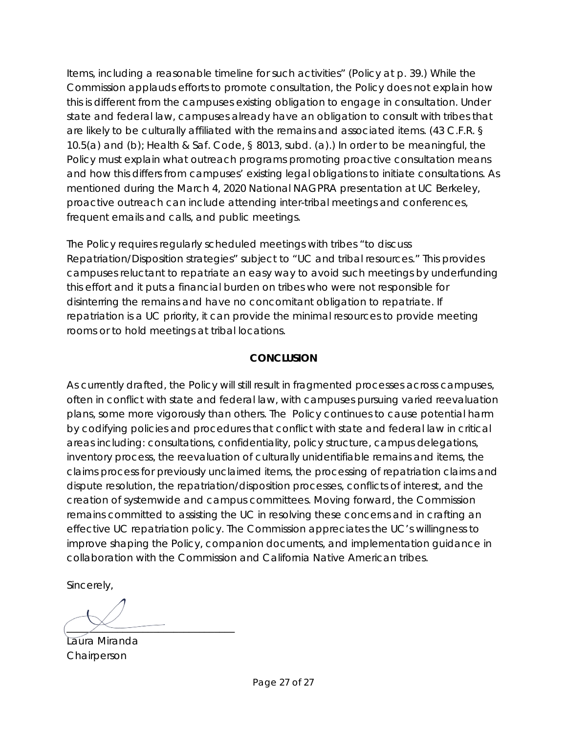Items, including a reasonable timeline for such activities" (Policy at p. 39.) While the Commission applauds efforts to promote consultation, the Policy does not explain how this is different from the campuses existing obligation to engage in consultation. Under state and federal law, campuses already have an obligation to consult with tribes that are likely to be culturally affiliated with the remains and associated items. (43 C.F.R. § 10.5(a) and (b); Health & Saf. Code, § 8013, subd. (a).) In order to be meaningful, the Policy must explain what outreach programs promoting proactive consultation means and how this differs from campuses' existing legal obligations to initiate consultations. As mentioned during the March 4, 2020 National NAGPRA presentation at UC Berkeley, proactive outreach can include attending inter-tribal meetings and conferences, frequent emails and calls, and public meetings.

The Policy requires regularly scheduled meetings with tribes "to discuss Repatriation/Disposition strategies" subject to "UC and tribal resources." This provides campuses reluctant to repatriate an easy way to avoid such meetings by underfunding this effort and it puts a financial burden on tribes who were not responsible for disinterring the remains and have no concomitant obligation to repatriate. If repatriation is a UC priority, it can provide the minimal resources to provide meeting rooms or to hold meetings at tribal locations.

**CONCLUSION**

As currently drafted, the Policy will still result in fragmented processes across campuses, often in conflict with state and federal law, with campuses pursuing varied reevaluation plans, some more vigorously than others. The Policy continues to cause potential harm by codifying policies and procedures that conflict with state and federal law in critical areas including: consultations, confidentiality, policy structure, campus delegations, inventory process, the reevaluation of culturally unidentifiable remains and items, the claims process for previously unclaimed items, the processing of repatriation claims and dispute resolution, the repatriation/disposition processes, conflicts of interest, and the creation of systemwide and campus committees. Moving forward, the Commission remains committed to assisting the UC in resolving these concerns and in crafting an effective UC repatriation policy. The Commission appreciates the UC's willingness to improve shaping the Policy, companion documents, and implementation guidance in collaboration with the Commission and California Native American tribes.

Sincerely,

Laura Miranda
Chairperson